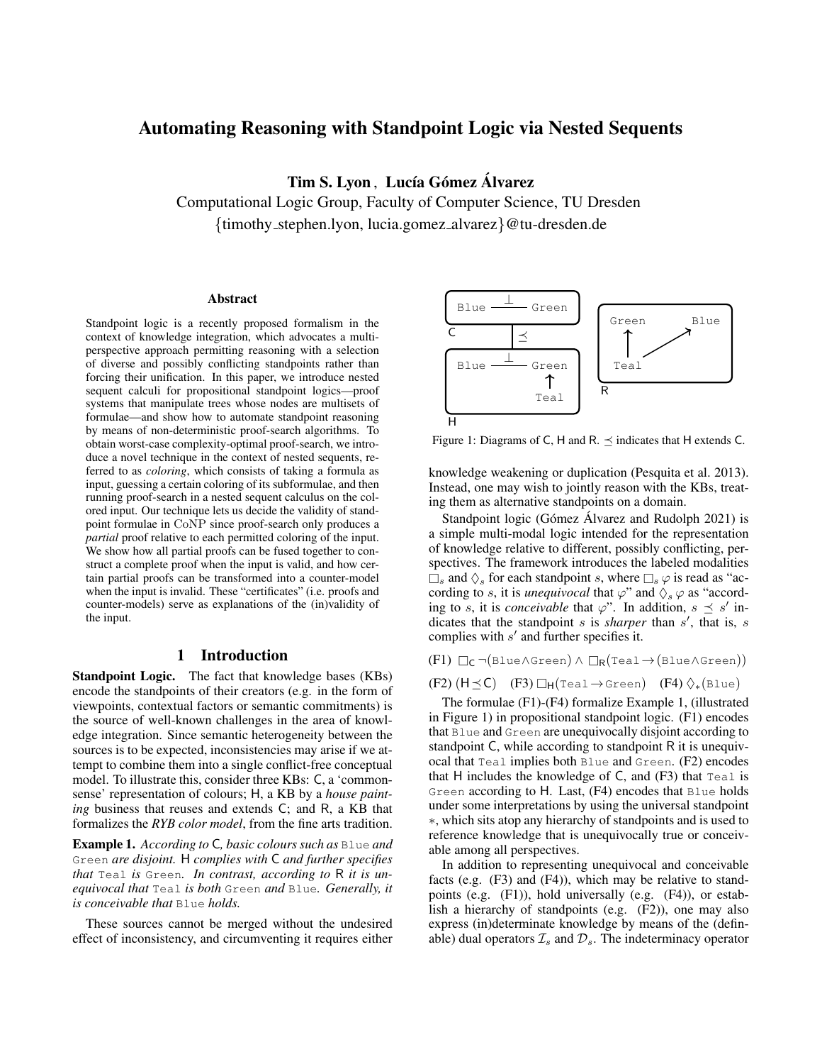# Automating Reasoning with Standpoint Logic via Nested Sequents

**Tim S. Lyon , Lucía Gómez Álvarez**

Computational Logic Group, Faculty of Computer Science, TU Dresden

{timothy_stephen.lyon, lucia.gomez_alvarez}@tu-dresden.de

## Abstract

Standpoint logic is a recently proposed formalism in the context of knowledge integration, which advocates a multi-perspective approach permitting reasoning with a selection of diverse and possibly conflicting standpoints rather than forcing their unification. In this paper, we introduce nested sequent calculi for propositional standpoint logics—proof systems that manipulate trees whose nodes are multisets of formulae—and show how to automate standpoint reasoning by means of non-deterministic proof-search algorithms. To obtain worst-case complexity-optimal proof-search, we introduce a novel technique in the context of nested sequents, referred to as *coloring*, which consists of taking a formula as input, guessing a certain coloring of its subformulae, and then running proof-search in a nested sequent calculus on the colored input. Our technique lets us decide the validity of standpoint formulae in CoNP since proof-search only produces a *partial* proof relative to each permitted coloring of the input. We show how all partial proofs can be fused together to construct a complete proof when the input is valid, and how certain partial proofs can be transformed into a counter-model when the input is invalid. These "certificates" (i.e. proofs and counter-models) serve as explanations of the (in)validity of the input.

## 1 Introduction

**Standpoint Logic.** The fact that knowledge bases (KBs) encode the standpoints of their creators (e.g. in the form of viewpoints, contextual factors or semantic commitments) is the source of well-known challenges in the area of knowledge integration. Since semantic heterogeneity between the sources is to be expected, inconsistencies may arise if we attempt to combine them into a single conflict-free conceptual model. To illustrate this, consider three KBs: C, a 'common-sense' representation of colours; H, a KB by a *house painting* business that reuses and extends C; and R, a KB that formalizes the *RYB color model*, from the fine arts tradition.

**Example 1.** *According to* C*, basic colours such as* Blue *and* Green *are disjoint.* H *complies with* C *and further specifies that* Teal *is* Green*. In contrast, according to* R *it is unequivocal that* Teal *is both* Green *and* Blue*. Generally, it is conceivable that* Blue *holds.*

These sources cannot be merged without the undesired effect of inconsistency, and circumventing it requires either knowledge weakening or duplication (Pesquita et al. 2013). Instead, one may wish to jointly reason with the KBs, treating them as alternative standpoints on a domain.

Figure 1: Diagrams of C, H and R. $\preceq$ indicates that H extends C.

Standpoint logic (Gómez Álvarez and Rudolph 2021) is a simple multi-modal logic intended for the representation of knowledge relative to different, possibly conflicting, perspectives. The framework introduces the labeled modalities $\Box_s$ and $\Diamond_s$ for each standpoint $s$, where $\Box_s \varphi$ is read as "according to $s$, it is *unequivocal* that $\varphi$" and $\Diamond_s \varphi$ as "according to $s$, it is *conceivable* that $\varphi$". In addition, $s \preceq s'$ indicates that the standpoint $s$ is *sharper* than $s'$, that is, $s$ complies with $s'$ and further specifies it.

(F1) $\Box_{\mathsf{C}} \neg(\texttt{Blue} \land \texttt{Green}) \land \Box_{\mathsf{R}}(\texttt{Teal} \rightarrow (\texttt{Blue} \land \texttt{Green}))$

(F2) $(\mathsf{H} \preceq \mathsf{C})$ (F3) $\Box_{\mathsf{H}}(\texttt{Teal} \rightarrow \texttt{Green})$ (F4) $\Diamond_{*}(\texttt{Blue})$

The formulae (F1)-(F4) formalize Example 1, (illustrated in Figure 1) in propositional standpoint logic. (F1) encodes that Blue and Green are unequivocally disjoint according to standpoint C, while according to standpoint R it is unequivocal that Teal implies both Blue and Green. (F2) encodes that H includes the knowledge of C, and (F3) that Teal is Green according to H. Last, (F4) encodes that Blue holds under some interpretations by using the universal standpoint $*$, which sits atop any hierarchy of standpoints and is used to reference knowledge that is unequivocally true or conceivable among all perspectives.

In addition to representing unequivocal and conceivable facts (e.g. (F3) and (F4)), which may be relative to standpoints (e.g. (F1)), hold universally (e.g. (F4)), or establish a hierarchy of standpoints (e.g. (F2)), one may also express (in)determinate knowledge by means of the (definable) dual operators $\mathcal{I}_s$ and $\mathcal{D}_s$. The indeterminacy operator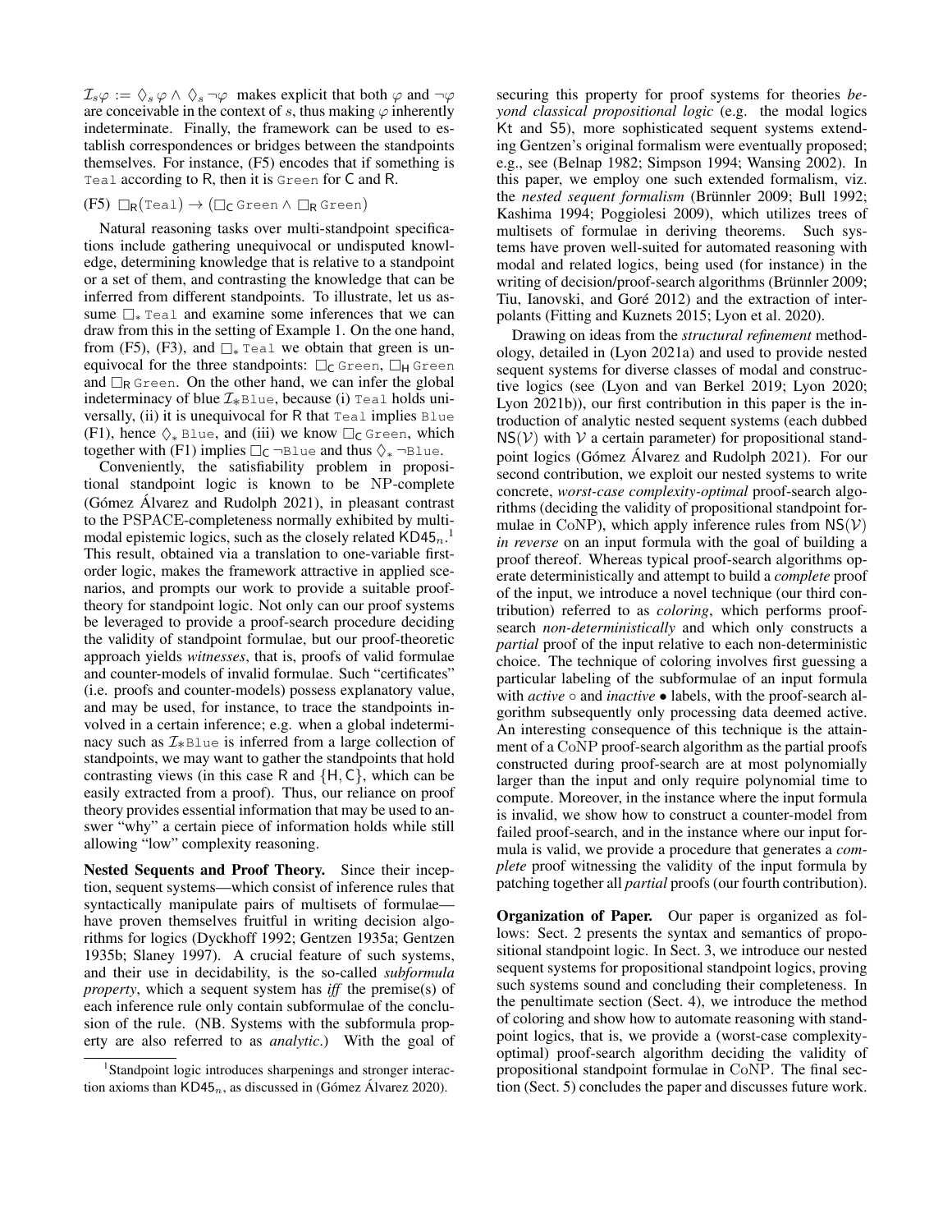$\mathcal{I}_s\varphi := \Diamond_s \varphi \wedge \Diamond_s \neg\varphi$ makes explicit that both $\varphi$ and $\neg\varphi$ are conceivable in the context of $s$, thus making $\varphi$ inherently indeterminate. Finally, the framework can be used to establish correspondences or bridges between the standpoints themselves. For instance, (F5) encodes that if something is Teal according to R, then it is Green for C and R.

(F5) $\Box_{\mathsf{R}}(\texttt{Teal}) \rightarrow (\Box_{\mathsf{C}}\,\texttt{Green} \wedge \Box_{\mathsf{R}}\,\texttt{Green})$

Natural reasoning tasks over multi-standpoint specifications include gathering unequivocal or undisputed knowledge, determining knowledge that is relative to a standpoint or a set of them, and contrasting the knowledge that can be inferred from different standpoints. To illustrate, let us assume $\Box_* \texttt{Teal}$ and examine some inferences that we can draw from this in the setting of Example 1. On the one hand, from (F5), (F3), and $\Box_* \texttt{Teal}$ we obtain that green is unequivocal for the three standpoints: $\Box_{\mathsf{C}}\,\texttt{Green}$, $\Box_{\mathsf{H}}\,\texttt{Green}$ and $\Box_{\mathsf{R}}\,\texttt{Green}$. On the other hand, we can infer the global indeterminacy of blue $\mathcal{I}_*\texttt{Blue}$, because (i) Teal holds universally, (ii) it is unequivocal for R that Teal implies Blue (F1), hence $\Diamond_* \texttt{Blue}$, and (iii) we know $\Box_{\mathsf{C}}\,\texttt{Green}$, which together with (F1) implies $\Box_{\mathsf{C}}\,\neg\texttt{Blue}$ and thus $\Diamond_* \neg\texttt{Blue}$.

Conveniently, the satisfiability problem in propositional standpoint logic is known to be NP-complete (Gómez Álvarez and Rudolph 2021), in pleasant contrast to the PSPACE-completeness normally exhibited by multimodal epistemic logics, such as the closely related $\mathsf{KD45}_n$.[1] This result, obtained via a translation to one-variable first-order logic, makes the framework attractive in applied scenarios, and prompts our work to provide a suitable proof-theory for standpoint logic. Not only can our proof systems be leveraged to provide a proof-search procedure deciding the validity of standpoint formulae, but our proof-theoretic approach yields *witnesses*, that is, proofs of valid formulae and counter-models of invalid formulae. Such "certificates" (i.e. proofs and counter-models) possess explanatory value, and may be used, for instance, to trace the standpoints involved in a certain inference; e.g. when a global indeterminacy such as $\mathcal{I}_*\texttt{Blue}$ is inferred from a large collection of standpoints, we may want to gather the standpoints that hold contrasting views (in this case R and $\{\mathsf{H}, \mathsf{C}\}$, which can be easily extracted from a proof). Thus, our reliance on proof theory provides essential information that may be used to answer "why" a certain piece of information holds while still allowing "low" complexity reasoning.

**Nested Sequents and Proof Theory.** Since their inception, sequent systems—which consist of inference rules that syntactically manipulate pairs of multisets of formulae—have proven themselves fruitful in writing decision algorithms for logics (Dyckhoff 1992; Gentzen 1935a; Gentzen 1935b; Slaney 1997). A crucial feature of such systems, and their use in decidability, is the so-called *subformula property*, which a sequent system has *iff* the premise(s) of each inference rule only contain subformulae of the conclusion of the rule. (NB. Systems with the subformula property are also referred to as *analytic*.) With the goal of securing this property for proof systems for theories *beyond classical propositional logic* (e.g. the modal logics Kt and S5), more sophisticated sequent systems extending Gentzen's original formalism were eventually proposed; e.g., see (Belnap 1982; Simpson 1994; Wansing 2002). In this paper, we employ one such extended formalism, viz. the *nested sequent formalism* (Brünnler 2009; Bull 1992; Kashima 1994; Poggiolesi 2009), which utilizes trees of multisets of formulae in deriving theorems. Such systems have proven well-suited for automated reasoning with modal and related logics, being used (for instance) in the writing of decision/proof-search algorithms (Brünnler 2009; Tiu, Ianovski, and Goré 2012) and the extraction of interpolants (Fitting and Kuznets 2015; Lyon et al. 2020).

Drawing on ideas from the *structural refinement* methodology, detailed in (Lyon 2021a) and used to provide nested sequent systems for diverse classes of modal and constructive logics (see (Lyon and van Berkel 2019; Lyon 2020; Lyon 2021b)), our first contribution in this paper is the introduction of analytic nested sequent systems (each dubbed $\mathsf{NS}(\mathcal{V})$ with $\mathcal{V}$ a certain parameter) for propositional standpoint logics (Gómez Álvarez and Rudolph 2021). For our second contribution, we exploit our nested systems to write concrete, *worst-case complexity-optimal* proof-search algorithms (deciding the validity of propositional standpoint formulae in CoNP), which apply inference rules from $\mathsf{NS}(\mathcal{V})$ *in reverse* on an input formula with the goal of building a proof thereof. Whereas typical proof-search algorithms operate deterministically and attempt to build a *complete* proof of the input, we introduce a novel technique (our third contribution) referred to as *coloring*, which performs proof-search *non-deterministically* and which only constructs a *partial* proof of the input relative to each non-deterministic choice. The technique of coloring involves first guessing a particular labeling of the subformulae of an input formula with *active* $\circ$ and *inactive* $\bullet$ labels, with the proof-search algorithm subsequently only processing data deemed active. An interesting consequence of this technique is the attainment of a CoNP proof-search algorithm as the partial proofs constructed during proof-search are at most polynomially larger than the input and only require polynomial time to compute. Moreover, in the instance where the input formula is invalid, we show how to construct a counter-model from failed proof-search, and in the instance where our input formula is valid, we provide a procedure that generates a *complete* proof witnessing the validity of the input formula by patching together all *partial* proofs (our fourth contribution).

**Organization of Paper.** Our paper is organized as follows: Sect. 2 presents the syntax and semantics of propositional standpoint logic. In Sect. 3, we introduce our nested sequent systems for propositional standpoint logics, proving such systems sound and concluding their completeness. In the penultimate section (Sect. 4), we introduce the method of coloring and show how to automate reasoning with standpoint logics, that is, we provide a (worst-case complexity-optimal) proof-search algorithm deciding the validity of propositional standpoint formulae in CoNP. The final section (Sect. 5) concludes the paper and discusses future work.

[1] Standpoint logic introduces sharpenings and stronger interaction axioms than $\mathsf{KD45}_n$, as discussed in (Gómez Álvarez 2020).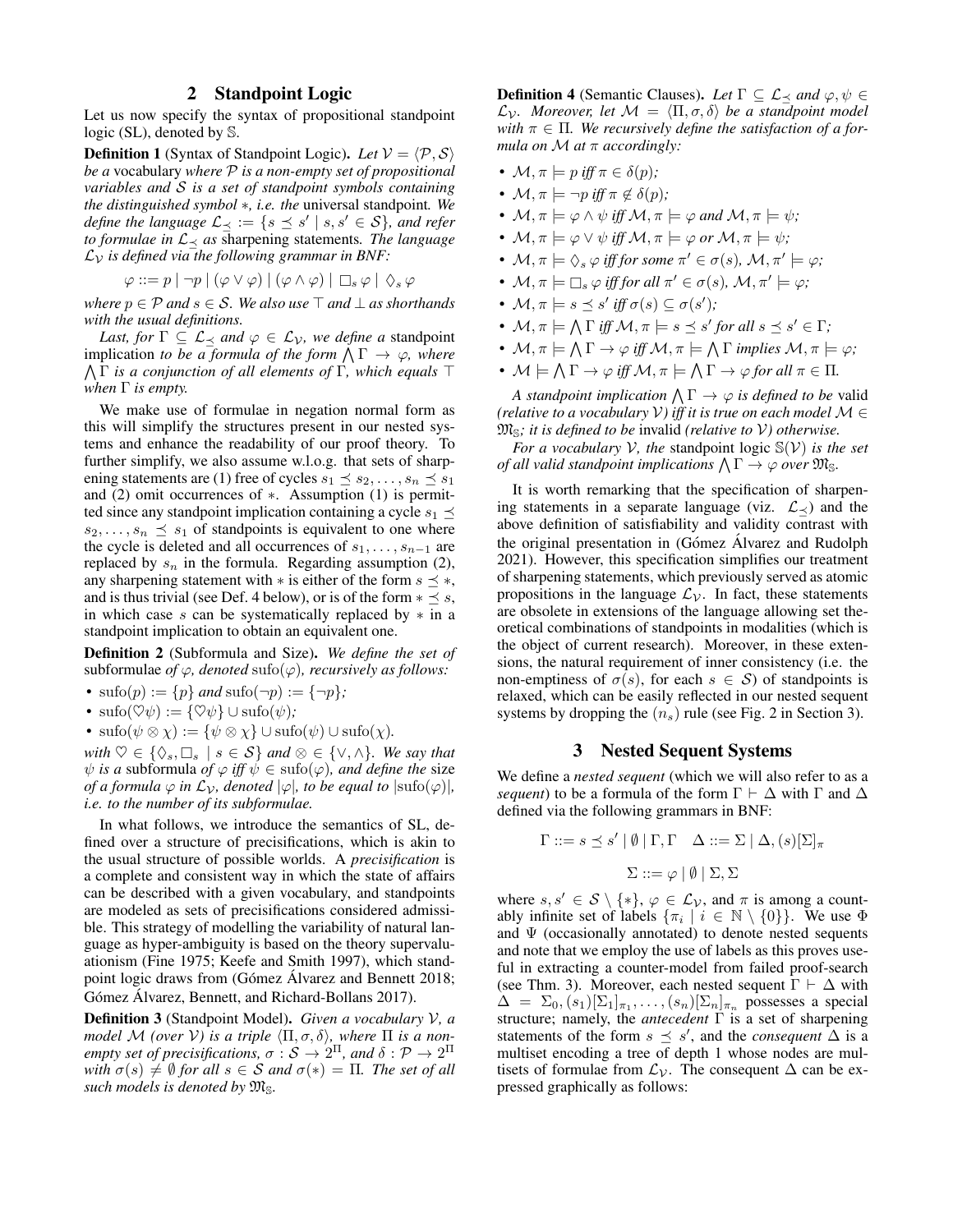## 2 Standpoint Logic

Let us now specify the syntax of propositional standpoint logic (SL), denoted by $\mathbb{S}$.

**Definition 1** (Syntax of Standpoint Logic). *Let $\mathcal{V} = \langle \mathcal{P}, \mathcal{S} \rangle$ be a* vocabulary *where $\mathcal{P}$ is a non-empty set of propositional variables and $\mathcal{S}$ is a set of standpoint symbols containing the distinguished symbol $*$, i.e. the* universal standpoint*. We define the language $\mathcal{L}_{\preceq} := \{s \preceq s' \mid s, s' \in \mathcal{S}\}$, and refer to formulae in $\mathcal{L}_{\preceq}$ as* sharpening statements*. The language $\mathcal{L}_{\mathcal{V}}$ is defined via the following grammar in BNF:*

$$\varphi ::= p \mid \neg p \mid (\varphi \vee \varphi) \mid (\varphi \wedge \varphi) \mid \Box_s \varphi \mid \Diamond_s \varphi$$

*where $p \in \mathcal{P}$ and $s \in \mathcal{S}$. We also use $\top$ and $\bot$ as shorthands with the usual definitions.*

*Last, for $\Gamma \subseteq \mathcal{L}_{\preceq}$ and $\varphi \in \mathcal{L}_{\mathcal{V}}$, we define a* standpoint implication *to be a formula of the form $\bigwedge \Gamma \rightarrow \varphi$, where $\bigwedge \Gamma$ is a conjunction of all elements of $\Gamma$, which equals $\top$ when $\Gamma$ is empty.*

We make use of formulae in negation normal form as this will simplify the structures present in our nested systems and enhance the readability of our proof theory. To further simplify, we also assume w.l.o.g. that sets of sharpening statements are (1) free of cycles $s_1 \preceq s_2, \ldots, s_n \preceq s_1$ and (2) omit occurrences of $*$. Assumption (1) is permitted since any standpoint implication containing a cycle $s_1 \preceq s_2, \ldots, s_n \preceq s_1$ of standpoints is equivalent to one where the cycle is deleted and all occurrences of $s_1, \ldots, s_{n-1}$ are replaced by $s_n$ in the formula. Regarding assumption (2), any sharpening statement with $*$ is either of the form $s \preceq *$, and is thus trivial (see Def. 4 below), or is of the form $* \preceq s$, in which case $s$ can be systematically replaced by $*$ in a standpoint implication to obtain an equivalent one.

**Definition 2** (Subformula and Size). *We define the set of* subformulae *of $\varphi$, denoted $\text{sufo}(\varphi)$, recursively as follows:*

- $\text{sufo}(p) := \{p\}$ *and* $\text{sufo}(\neg p) := \{\neg p\}$*;*
- $\text{sufo}(\heartsuit \psi) := \{\heartsuit \psi\} \cup \text{sufo}(\psi)$*;*
- $\text{sufo}(\psi \otimes \chi) := \{\psi \otimes \chi\} \cup \text{sufo}(\psi) \cup \text{sufo}(\chi)$.

*with $\heartsuit \in \{\Diamond_s, \Box_s \mid s \in \mathcal{S}\}$ and $\otimes \in \{\vee, \wedge\}$. We say that $\psi$ is a* subformula *of $\varphi$ iff $\psi \in \text{sufo}(\varphi)$, and define the* size *of a formula $\varphi$ in $\mathcal{L}_{\mathcal{V}}$, denoted $|\varphi|$, to be equal to $|\text{sufo}(\varphi)|$, i.e. to the number of its subformulae.*

In what follows, we introduce the semantics of SL, defined over a structure of precisifications, which is akin to the usual structure of possible worlds. A *precisification* is a complete and consistent way in which the state of affairs can be described with a given vocabulary, and standpoints are modeled as sets of precisifications considered admissible. This strategy of modelling the variability of natural language as hyper-ambiguity is based on the theory supervaluationism (Fine 1975; Keefe and Smith 1997), which standpoint logic draws from (Gómez Álvarez and Bennett 2018; Gómez Álvarez, Bennett, and Richard-Bollans 2017).

**Definition 3** (Standpoint Model). *Given a vocabulary $\mathcal{V}$, a model $\mathcal{M}$ (over $\mathcal{V}$) is a triple $\langle \Pi, \sigma, \delta \rangle$, where $\Pi$ is a non-empty set of precisifications, $\sigma : \mathcal{S} \rightarrow 2^{\Pi}$, and $\delta : \mathcal{P} \rightarrow 2^{\Pi}$ with $\sigma(s) \neq \emptyset$ for all $s \in \mathcal{S}$ and $\sigma(*) = \Pi$. The set of all such models is denoted by $\mathfrak{M}_{\mathbb{S}}$.*

**Definition 4** (Semantic Clauses). *Let $\Gamma \subseteq \mathcal{L}_{\preceq}$ and $\varphi, \psi \in \mathcal{L}_{\mathcal{V}}$. Moreover, let $\mathcal{M} = \langle \Pi, \sigma, \delta \rangle$ be a standpoint model with $\pi \in \Pi$. We recursively define the satisfaction of a formula on $\mathcal{M}$ at $\pi$ accordingly:*

- $\mathcal{M}, \pi \models p$ *iff* $\pi \in \delta(p)$*;*
- $\mathcal{M}, \pi \models \neg p$ *iff* $\pi \notin \delta(p)$*;*
- $\mathcal{M}, \pi \models \varphi \wedge \psi$ *iff* $\mathcal{M}, \pi \models \varphi$ *and* $\mathcal{M}, \pi \models \psi$*;*
- $\mathcal{M}, \pi \models \varphi \vee \psi$ *iff* $\mathcal{M}, \pi \models \varphi$ *or* $\mathcal{M}, \pi \models \psi$*;*
- $\mathcal{M}, \pi \models \Diamond_s \varphi$ *iff for some* $\pi' \in \sigma(s)$, $\mathcal{M}, \pi' \models \varphi$*;*
- $\mathcal{M}, \pi \models \Box_s \varphi$ *iff for all* $\pi' \in \sigma(s)$, $\mathcal{M}, \pi' \models \varphi$*;*
- $\mathcal{M}, \pi \models s \preceq s'$ *iff* $\sigma(s) \subseteq \sigma(s')$*;*
- $\mathcal{M}, \pi \models \bigwedge \Gamma$ *iff* $\mathcal{M}, \pi \models s \preceq s'$ *for all* $s \preceq s' \in \Gamma$*;*
- $\mathcal{M}, \pi \models \bigwedge \Gamma \rightarrow \varphi$ *iff* $\mathcal{M}, \pi \models \bigwedge \Gamma$ *implies* $\mathcal{M}, \pi \models \varphi$*;*
- $\mathcal{M} \models \bigwedge \Gamma \rightarrow \varphi$ *iff* $\mathcal{M}, \pi \models \bigwedge \Gamma \rightarrow \varphi$ *for all* $\pi \in \Pi$.

*A standpoint implication $\bigwedge \Gamma \rightarrow \varphi$ is defined to be* valid *(relative to a vocabulary $\mathcal{V}$) iff it is true on each model $\mathcal{M} \in \mathfrak{M}_{\mathbb{S}}$; it is defined to be* invalid *(relative to $\mathcal{V}$) otherwise.*

*For a vocabulary $\mathcal{V}$, the* standpoint logic *$\mathbb{S}(\mathcal{V})$ is the set of all valid standpoint implications $\bigwedge \Gamma \rightarrow \varphi$ over $\mathfrak{M}_{\mathbb{S}}$.*

It is worth remarking that the specification of sharpening statements in a separate language (viz. $\mathcal{L}_{\preceq}$) and the above definition of satisfiability and validity contrast with the original presentation in (Gómez Álvarez and Rudolph 2021). However, this specification simplifies our treatment of sharpening statements, which previously served as atomic propositions in the language $\mathcal{L}_{\mathcal{V}}$. In fact, these statements are obsolete in extensions of the language allowing set theoretical combinations of standpoints in modalities (which is the object of current research). Moreover, in these extensions, the natural requirement of inner consistency (i.e. the non-emptiness of $\sigma(s)$, for each $s \in \mathcal{S}$) of standpoints is relaxed, which can be easily reflected in our nested sequent systems by dropping the $(n_s)$ rule (see Fig. 2 in Section 3).

## 3 Nested Sequent Systems

We define a *nested sequent* (which we will also refer to as a *sequent*) to be a formula of the form $\Gamma \vdash \Delta$ with $\Gamma$ and $\Delta$ defined via the following grammars in BNF:

$$\Gamma ::= s \preceq s' \mid \emptyset \mid \Gamma, \Gamma \quad \Delta ::= \Sigma \mid \Delta, (s)[\Sigma]_{\pi}$$

$$\Sigma ::= \varphi \mid \emptyset \mid \Sigma, \Sigma$$

where $s, s' \in \mathcal{S} \setminus \{*\}$, $\varphi \in \mathcal{L}_{\mathcal{V}}$, and $\pi$ is among a countably infinite set of labels $\{\pi_i \mid i \in \mathbb{N} \setminus \{0\}\}$. We use $\Phi$ and $\Psi$ (occasionally annotated) to denote nested sequents and note that we employ the use of labels as this proves useful in extracting a counter-model from failed proof-search (see Thm. 3). Moreover, each nested sequent $\Gamma \vdash \Delta$ with $\Delta = \Sigma_0, (s_1)[\Sigma_1]_{\pi_1}, \ldots, (s_n)[\Sigma_n]_{\pi_n}$ possesses a special structure; namely, the *antecedent* $\Gamma$ is a set of sharpening statements of the form $s \preceq s'$, and the *consequent* $\Delta$ is a multiset encoding a tree of depth 1 whose nodes are multisets of formulae from $\mathcal{L}_{\mathcal{V}}$. The consequent $\Delta$ can be expressed graphically as follows: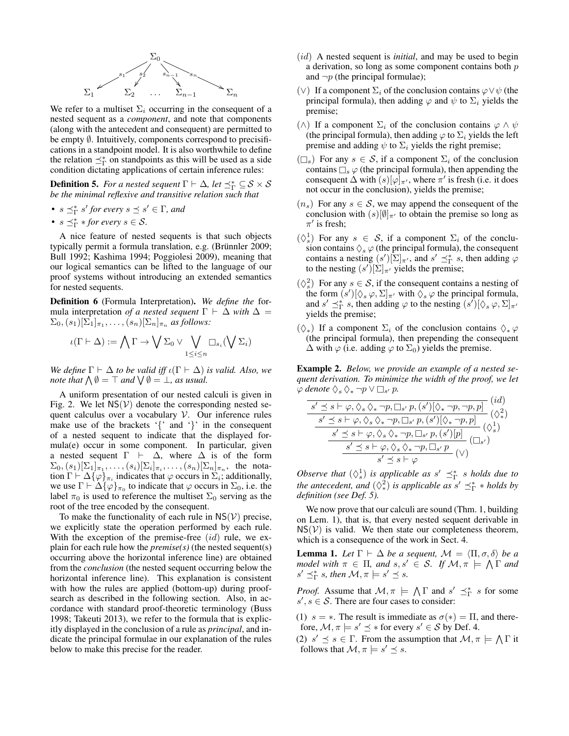$$
\begin{array}{c}
\Sigma_0 \\
\swarrow^{s_1} \quad \swarrow^{s_2} \quad \searrow^{s_{n-1}} \quad \searrow^{s_n} \\
\Sigma_1 \qquad \Sigma_2 \qquad \ldots \qquad \Sigma_{n-1} \qquad \Sigma_n
\end{array}
$$

We refer to a multiset $\Sigma_i$ occurring in the consequent of a nested sequent as a *component*, and note that components (along with the antecedent and consequent) are permitted to be empty $\emptyset$. Intuitively, components correspond to precisifications in a standpoint model. It is also worthwhile to define the relation $\preceq^*_\Gamma$ on standpoints as this will be used as a side condition dictating applications of certain inference rules:

**Definition 5.** *For a nested sequent $\Gamma \vdash \Delta$, let $\preceq^*_\Gamma \subseteq \mathcal{S} \times \mathcal{S}$ be the minimal reflexive and transitive relation such that*

- *$s \preceq^*_\Gamma s'$ for every $s \preceq s' \in \Gamma$, and*
- *$s \preceq^*_\Gamma *$ for every $s \in \mathcal{S}$.*

A nice feature of nested sequents is that such objects typically permit a formula translation, e.g. (Brünnler 2009; Bull 1992; Kashima 1994; Poggiolesi 2009), meaning that our logical semantics can be lifted to the language of our proof systems without introducing an extended semantics for nested sequents.

**Definition 6** (Formula Interpretation). *We define the* formula interpretation *of a nested sequent $\Gamma \vdash \Delta$ with $\Delta = \Sigma_0, (s_1)[\Sigma_1]_{\pi_1}, \ldots, (s_n)[\Sigma_n]_{\pi_n}$ as follows:*

$$
\iota(\Gamma \vdash \Delta) := \bigwedge \Gamma \rightarrow \bigvee \Sigma_0 \vee \bigvee_{1 \leq i \leq n} \Box_{s_i}(\bigvee \Sigma_i)
$$

*We define $\Gamma \vdash \Delta$ to be valid iff $\iota(\Gamma \vdash \Delta)$ is valid. Also, we note that $\bigwedge \emptyset = \top$ and $\bigvee \emptyset = \bot$, as usual.*

A uniform presentation of our nested calculi is given in Fig. 2. We let $\mathsf{NS}(\mathcal{V})$ denote the corresponding nested sequent calculus over a vocabulary $\mathcal{V}$. Our inference rules make use of the brackets '{' and '}' in the consequent of a nested sequent to indicate that the displayed formula(e) occur in some component. In particular, given a nested sequent $\Gamma \vdash \Delta$, where $\Delta$ is of the form $\Sigma_0, (s_1)[\Sigma_1]_{\pi_1}, \ldots, (s_i)[\Sigma_i]_{\pi_i}, \ldots, (s_n)[\Sigma_n]_{\pi_n}$, the notation $\Gamma \vdash \Delta\{\varphi\}_{\pi_i}$ indicates that $\varphi$ occurs in $\Sigma_i$; additionally, we use $\Gamma \vdash \Delta\{\varphi\}_{\pi_0}$ to indicate that $\varphi$ occurs in $\Sigma_0$, i.e. the label $\pi_0$ is used to reference the multiset $\Sigma_0$ serving as the root of the tree encoded by the consequent.

To make the functionality of each rule in $\mathsf{NS}(\mathcal{V})$ precise, we explicitly state the operation performed by each rule. With the exception of the premise-free $(id)$ rule, we explain for each rule how the *premise(s)* (the nested sequent(s) occurring above the horizontal inference line) are obtained from the *conclusion* (the nested sequent occurring below the horizontal inference line). This explanation is consistent with how the rules are applied (bottom-up) during proof-search as described in the following section. Also, in accordance with standard proof-theoretic terminology (Buss 1998; Takeuti 2013), we refer to the formula that is explicitly displayed in the conclusion of a rule as *principal*, and indicate the principal formulae in our explanation of the rules below to make this precise for the reader.

- $(id)$ A nested sequent is *initial*, and may be used to begin a derivation, so long as some component contains both $p$ and $\neg p$ (the principal formulae);
- $(\vee)$ If a component $\Sigma_i$ of the conclusion contains $\varphi \vee \psi$ (the principal formula), then adding $\varphi$ and $\psi$ to $\Sigma_i$ yields the premise;
- $(\wedge)$ If a component $\Sigma_i$ of the conclusion contains $\varphi \wedge \psi$ (the principal formula), then adding $\varphi$ to $\Sigma_i$ yields the left premise and adding $\psi$ to $\Sigma_i$ yields the right premise;
- $(\Box_s)$ For any $s \in \mathcal{S}$, if a component $\Sigma_i$ of the conclusion contains $\Box_s \varphi$ (the principal formula), then appending the consequent $\Delta$ with $(s)[\varphi]_{\pi'}$, where $\pi'$ is fresh (i.e. it does not occur in the conclusion), yields the premise;
- $(n_s)$ For any $s \in \mathcal{S}$, we may append the consequent of the conclusion with $(s)[\emptyset]_{\pi'}$ to obtain the premise so long as $\pi'$ is fresh;
- $(\Diamond^1_s)$ For any $s \in \mathcal{S}$, if a component $\Sigma_i$ of the conclusion contains $\Diamond_s \varphi$ (the principal formula), the consequent contains a nesting $(s')[\Sigma]_{\pi'}$, and $s' \preceq^*_\Gamma s$, then adding $\varphi$ to the nesting $(s')[\Sigma]_{\pi'}$ yields the premise;
- $(\Diamond^2_s)$ For any $s \in \mathcal{S}$, if the consequent contains a nesting of the form $(s')[\Diamond_s \varphi, \Sigma]_{\pi'}$ with $\Diamond_s \varphi$ the principal formula, and $s' \preceq^*_\Gamma s$, then adding $\varphi$ to the nesting $(s')[\Diamond_s \varphi, \Sigma]_{\pi'}$ yields the premise;
- $(\Diamond_*)$ If a component $\Sigma_i$ of the conclusion contains $\Diamond_* \varphi$ (the principal formula), then prepending the consequent $\Delta$ with $\varphi$ (i.e. adding $\varphi$ to $\Sigma_0$) yields the premise.

**Example 2.** *Below, we provide an example of a nested sequent derivation. To minimize the width of the proof, we let $\varphi$ denote $\Diamond_s \Diamond_* \neg p \vee \Box_{s'} p$.*

$$
\dfrac{\dfrac{\dfrac{\dfrac{\overline{s' \preceq s \vdash \varphi, \Diamond_s \Diamond_* \neg p, \Box_{s'} p, (s')[\Diamond_* \neg p, \neg p, p]}\ (id)}{s' \preceq s \vdash \varphi, \Diamond_s \Diamond_* \neg p, \Box_{s'} p, (s')[\Diamond_* \neg p, p]}\ (\Diamond^2_*)}{s' \preceq s \vdash \varphi, \Diamond_s \Diamond_* \neg p, \Box_{s'} p, (s')[p]}\ (\Diamond^1_s)}{s' \preceq s \vdash \varphi, \Diamond_s \Diamond_* \neg p, \Box_{s'} p}\ (\Box_{s'})}{s' \preceq s \vdash \varphi}\ (\vee)
$$

*Observe that $(\Diamond^1_s)$ is applicable as $s' \preceq^*_\Gamma s$ holds due to the antecedent, and $(\Diamond^2_*)$ is applicable as $s' \preceq^*_\Gamma *$ holds by definition (see Def. 5).*

We now prove that our calculi are sound (Thm. 1, building on Lem. 1), that is, that every nested sequent derivable in $\mathsf{NS}(\mathcal{V})$ is valid. We then state our completeness theorem, which is a consequence of the work in Sect. 4.

**Lemma 1.** *Let $\Gamma \vdash \Delta$ be a sequent, $\mathcal{M} = \langle \Pi, \sigma, \delta \rangle$ be a model with $\pi \in \Pi$, and $s, s' \in \mathcal{S}$. If $\mathcal{M}, \pi \models \bigwedge \Gamma$ and $s' \preceq^*_\Gamma s$, then $\mathcal{M}, \pi \models s' \preceq s$.*

*Proof.* Assume that $\mathcal{M}, \pi \models \bigwedge \Gamma$ and $s' \preceq^*_\Gamma s$ for some $s', s \in \mathcal{S}$. There are four cases to consider:

(1) $s = *$. The result is immediate as $\sigma(*) = \Pi$, and therefore, $\mathcal{M}, \pi \models s' \preceq *$ for every $s' \in \mathcal{S}$ by Def. 4.

(2) $s' \preceq s \in \Gamma$. From the assumption that $\mathcal{M}, \pi \models \bigwedge \Gamma$ it follows that $\mathcal{M}, \pi \models s' \preceq s$.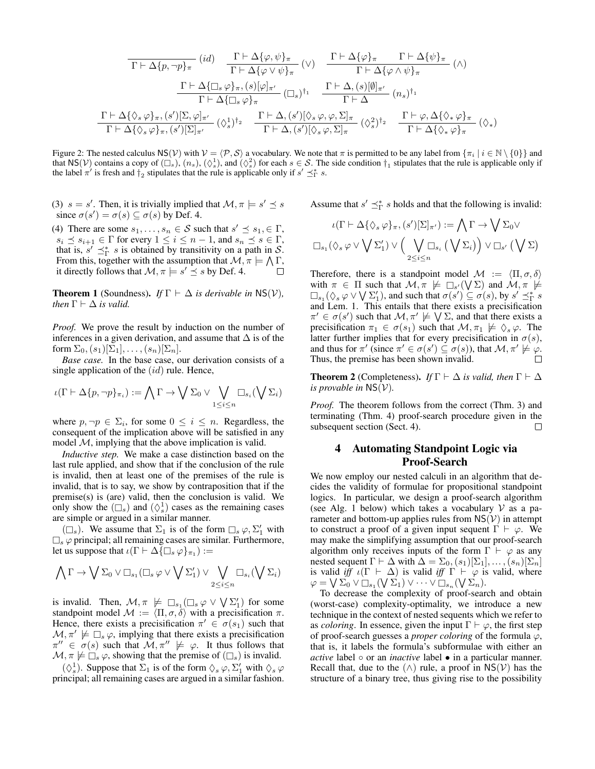$$\frac{}{\Gamma \vdash \Delta\{p, \neg p\}_\pi} \ (id) \qquad \frac{\Gamma \vdash \Delta\{\varphi, \psi\}_\pi}{\Gamma \vdash \Delta\{\varphi \vee \psi\}_\pi} \ (\vee) \qquad \frac{\Gamma \vdash \Delta\{\varphi\}_\pi \qquad \Gamma \vdash \Delta\{\psi\}_\pi}{\Gamma \vdash \Delta\{\varphi \wedge \psi\}_\pi} \ (\wedge)$$

$$\frac{\Gamma \vdash \Delta\{\Box_s \varphi\}_\pi, (s)[\varphi]_{\pi'}}{\Gamma \vdash \Delta\{\Box_s \varphi\}_\pi} \ (\Box_s)^{\dagger_1} \qquad \frac{\Gamma \vdash \Delta, (s)[\emptyset]_{\pi'}}{\Gamma \vdash \Delta} \ (n_s)^{\dagger_1}$$

$$\frac{\Gamma \vdash \Delta\{\Diamond_s \varphi\}_\pi, (s')[\Sigma, \varphi]_{\pi'}}{\Gamma \vdash \Delta\{\Diamond_s \varphi\}_\pi, (s')[\Sigma]_{\pi'}} \ (\Diamond_s^1)^{\dagger_2} \qquad \frac{\Gamma \vdash \Delta, (s')[\Diamond_s \varphi, \varphi, \Sigma]_\pi}{\Gamma \vdash \Delta, (s')[\Diamond_s \varphi, \Sigma]_\pi} \ (\Diamond_s^2)^{\dagger_2} \qquad \frac{\Gamma \vdash \varphi, \Delta\{\Diamond_* \varphi\}_\pi}{\Gamma \vdash \Delta\{\Diamond_* \varphi\}_\pi} \ (\Diamond_*)$$

Figure 2: The nested calculus $\mathsf{NS}(\mathcal{V})$ with $\mathcal{V} = \langle \mathcal{P}, \mathcal{S} \rangle$ a vocabulary. We note that $\pi$ is permitted to be any label from $\{\pi_i \mid i \in \mathbb{N} \setminus \{0\}\}$ and that $\mathsf{NS}(\mathcal{V})$ contains a copy of $(\Box_s)$, $(n_s)$, $(\Diamond_s^1)$, and $(\Diamond_s^2)$ for each $s \in \mathcal{S}$. The side condition $\dagger_1$ stipulates that the rule is applicable only if the label $\pi'$ is fresh and $\dagger_2$ stipulates that the rule is applicable only if $s' \preceq_\Gamma^* s$.

(3) $s = s'$. Then, it is trivially implied that $\mathcal{M}, \pi \models s' \preceq s$ since $\sigma(s') = \sigma(s) \subseteq \sigma(s)$ by Def. 4.

(4) There are some $s_1, \ldots, s_n \in \mathcal{S}$ such that $s' \preceq s_1, \in \Gamma$, $s_i \preceq s_{i+1} \in \Gamma$ for every $1 \leq i \leq n-1$, and $s_n \preceq s \in \Gamma$, that is, $s' \preceq_\Gamma^* s$ is obtained by transitivity on a path in $\mathcal{S}$. From this, together with the assumption that $\mathcal{M}, \pi \models \bigwedge \Gamma$, it directly follows that $\mathcal{M}, \pi \models s' \preceq s$ by Def. 4. □

**Theorem 1** (Soundness). *If $\Gamma \vdash \Delta$ is derivable in $\mathsf{NS}(\mathcal{V})$, then $\Gamma \vdash \Delta$ is valid.*

*Proof.* We prove the result by induction on the number of inferences in a given derivation, and assume that $\Delta$ is of the form $\Sigma_0, (s_1)[\Sigma_1], \ldots, (s_n)[\Sigma_n]$.

*Base case.* In the base case, our derivation consists of a single application of the $(id)$ rule. Hence,

$$\iota(\Gamma \vdash \Delta\{p, \neg p\}_{\pi_i}) := \bigwedge \Gamma \rightarrow \bigvee \Sigma_0 \vee \bigvee_{1 \leq i \leq n} \Box_{s_i}(\bigvee \Sigma_i)$$

where $p, \neg p \in \Sigma_i$, for some $0 \leq i \leq n$. Regardless, the consequent of the implication above will be satisfied in any model $\mathcal{M}$, implying that the above implication is valid.

*Inductive step.* We make a case distinction based on the last rule applied, and show that if the conclusion of the rule is invalid, then at least one of the premises of the rule is invalid, that is to say, we show by contraposition that if the premise(s) is (are) valid, then the conclusion is valid. We only show the $(\Box_s)$ and $(\Diamond_s^1)$ cases as the remaining cases are simple or argued in a similar manner.

$(\Box_s)$. We assume that $\Sigma_1$ is of the form $\Box_s \varphi, \Sigma_1'$ with $\Box_s \varphi$ principal; all remaining cases are similar. Furthermore, let us suppose that $\iota(\Gamma \vdash \Delta\{\Box_s \varphi\}_{\pi_1}) :=$

$$\bigwedge \Gamma \rightarrow \bigvee \Sigma_0 \vee \Box_{s_1}(\Box_s \varphi \vee \bigvee \Sigma_1') \vee \bigvee_{2 \leq i \leq n} \Box_{s_i}(\bigvee \Sigma_i)$$

is invalid. Then, $\mathcal{M}, \pi \not\models \Box_{s_1}(\Box_s \varphi \vee \bigvee \Sigma_1')$ for some standpoint model $\mathcal{M} := \langle \Pi, \sigma, \delta \rangle$ with a precisification $\pi$. Hence, there exists a precisification $\pi' \in \sigma(s_1)$ such that $\mathcal{M}, \pi' \not\models \Box_s \varphi$, implying that there exists a precisification $\pi'' \in \sigma(s)$ such that $\mathcal{M}, \pi'' \not\models \varphi$. It thus follows that $\mathcal{M}, \pi \not\models \Box_s \varphi$, showing that the premise of $(\Box_s)$ is invalid.

$(\Diamond_s^1)$. Suppose that $\Sigma_1$ is of the form $\Diamond_s \varphi, \Sigma_1'$ with $\Diamond_s \varphi$ principal; all remaining cases are argued in a similar fashion. Assume that $s' \preceq_\Gamma^* s$ holds and that the following is invalid:

$$\iota(\Gamma \vdash \Delta\{\Diamond_s \varphi\}_\pi, (s')[\Sigma]_{\pi'}) := \bigwedge \Gamma \rightarrow \bigvee \Sigma_0 \vee$$
$$\Box_{s_1}(\Diamond_s \varphi \vee \bigvee \Sigma_1') \vee \Big(\bigvee_{2 \leq i \leq n} \Box_{s_i}\big(\bigvee \Sigma_i\big)\Big) \vee \Box_{s'}\big(\bigvee \Sigma\big)$$

Therefore, there is a standpoint model $\mathcal{M} := \langle \Pi, \sigma, \delta \rangle$ with $\pi \in \Pi$ such that $\mathcal{M}, \pi \not\models \Box_{s'}(\bigvee \Sigma)$ and $\mathcal{M}, \pi \not\models \Box_{s_1}(\Diamond_s \varphi \vee \bigvee \Sigma_1')$, and such that $\sigma(s') \subseteq \sigma(s)$, by $s' \preceq_\Gamma^* s$ and Lem. 1. This entails that there exists a precisification $\pi' \in \sigma(s')$ such that $\mathcal{M}, \pi' \not\models \bigvee \Sigma$, and that there exists a precisification $\pi_1 \in \sigma(s_1)$ such that $\mathcal{M}, \pi_1 \not\models \Diamond_s \varphi$. The latter further implies that for every precisification in $\sigma(s)$, and thus for $\pi'$ (since $\pi' \in \sigma(s') \subseteq \sigma(s)$), that $\mathcal{M}, \pi' \not\models \varphi$. Thus, the premise has been shown invalid. □

**Theorem 2** (Completeness). *If $\Gamma \vdash \Delta$ is valid, then $\Gamma \vdash \Delta$ is provable in $\mathsf{NS}(\mathcal{V})$.*

*Proof.* The theorem follows from the correct (Thm. 3) and terminating (Thm. 4) proof-search procedure given in the subsequent section (Sect. 4). □

## 4 Automating Standpoint Logic via Proof-Search

We now employ our nested calculi in an algorithm that decides the validity of formulae for propositional standpoint logics. In particular, we design a proof-search algorithm (see Alg. 1 below) which takes a vocabulary $\mathcal{V}$ as a parameter and bottom-up applies rules from $\mathsf{NS}(\mathcal{V})$ in attempt to construct a proof of a given input sequent $\Gamma \vdash \varphi$. We may make the simplifying assumption that our proof-search algorithm only receives inputs of the form $\Gamma \vdash \varphi$ as any nested sequent $\Gamma \vdash \Delta$ with $\Delta = \Sigma_0, (s_1)[\Sigma_1], \ldots, (s_n)[\Sigma_n]$ is valid *iff* $\iota(\Gamma \vdash \Delta)$ is valid *iff* $\Gamma \vdash \varphi$ is valid, where $\varphi = \bigvee \Sigma_0 \vee \Box_{s_1}(\bigvee \Sigma_1) \vee \cdots \vee \Box_{s_n}(\bigvee \Sigma_n)$.

To decrease the complexity of proof-search and obtain (worst-case) complexity-optimality, we introduce a new technique in the context of nested sequents which we refer to as *coloring*. In essence, given the input $\Gamma \vdash \varphi$, the first step of proof-search guesses a *proper coloring* of the formula $\varphi$, that is, it labels the formula's subformulae with either an *active* label $\circ$ or an *inactive* label $\bullet$ in a particular manner. Recall that, due to the $(\wedge)$ rule, a proof in $\mathsf{NS}(\mathcal{V})$ has the structure of a binary tree, thus giving rise to the possibility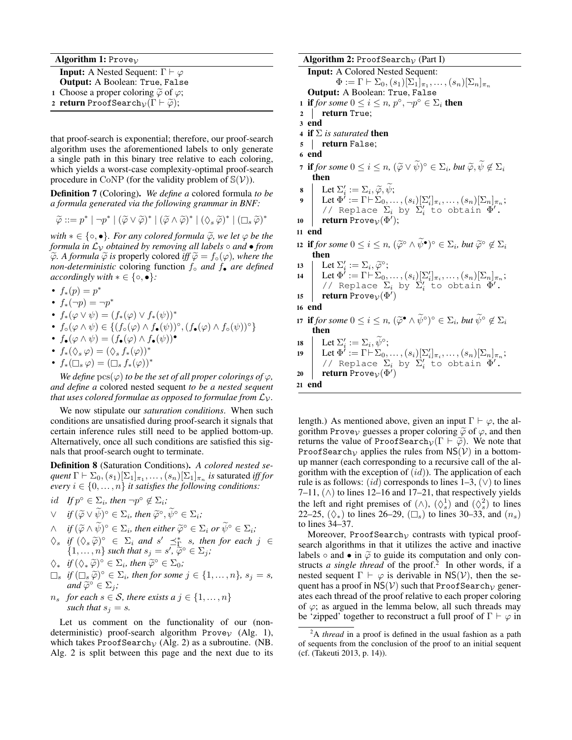**Algorithm 1:** $\texttt{Prove}_\mathcal{V}$

**Input:** A Nested Sequent: $\Gamma \vdash \varphi$
**Output:** A Boolean: True, False

```
1 Choose a proper coloring φ̃ of φ;
2 return ProofSearch_V(Γ ⊢ φ̃);
```

that proof-search is exponential; therefore, our proof-search algorithm uses the aforementioned labels to only generate a single path in this binary tree relative to each coloring, which yields a worst-case complexity-optimal proof-search procedure in CoNP (for the validity problem of $\mathbb{S}(\mathcal{V})$).

**Definition 7** (Coloring). *We define a* colored formula *to be a formula generated via the following grammar in BNF:*

$$\widetilde{\varphi} ::= p^* \mid \neg p^* \mid (\widetilde{\varphi} \vee \widetilde{\varphi})^* \mid (\widetilde{\varphi} \wedge \widetilde{\varphi})^* \mid (\Diamond_s \widetilde{\varphi})^* \mid (\Box_s \widetilde{\varphi})^*$$

*with $* \in \{\circ, \bullet\}$. For any colored formula $\widetilde{\varphi}$, we let $\varphi$ be the formula in $\mathcal{L}_\mathcal{V}$ obtained by removing all labels $\circ$ and $\bullet$ from $\widetilde{\varphi}$. A formula $\widetilde{\varphi}$ is* properly colored *iff $\widetilde{\varphi} = f_\circ(\varphi)$, where the non-deterministic* coloring function *$f_\circ$ and $f_\bullet$ are defined accordingly with $* \in \{\circ, \bullet\}$:*

- $f_*(p) = p^*$
- $f_*(\neg p) = \neg p^*$
- $f_*(\varphi \vee \psi) = (f_*(\varphi) \vee f_*(\psi))^*$
- $f_\circ(\varphi \wedge \psi) \in \{(f_\circ(\varphi) \wedge f_\bullet(\psi))^\circ, (f_\bullet(\varphi) \wedge f_\circ(\psi))^\circ\}$
- $f_\bullet(\varphi \wedge \psi) = (f_\bullet(\varphi) \wedge f_\bullet(\psi))^\bullet$
- $f_*(\Diamond_s \varphi) = (\Diamond_s f_*(\varphi))^*$
- $f_*(\Box_s \varphi) = (\Box_s f_*(\varphi))^*$

*We define $\mathrm{pcs}(\varphi)$ to be the set of all proper colorings of $\varphi$, and define a* colored nested sequent *to be a nested sequent that uses colored formulae as opposed to formulae from $\mathcal{L}_\mathcal{V}$.*

We now stipulate our *saturation conditions*. When such conditions are unsatisfied during proof-search it signals that certain inference rules still need to be applied bottom-up. Alternatively, once all such conditions are satisfied this signals that proof-search ought to terminate.

**Definition 8** (Saturation Conditions). *A colored nested sequent $\Gamma \vdash \Sigma_0, (s_1)[\Sigma_1]_{\pi_1}, \ldots, (s_n)[\Sigma_1]_{\pi_n}$ is* saturated *iff for every $i \in \{0, \ldots, n\}$ it satisfies the following conditions:*

- $id$ *If $p^\circ \in \Sigma_i$, then $\neg p^\circ \notin \Sigma_i$;*
- $\vee$ *if $(\widetilde{\varphi} \vee \widetilde{\psi})^\circ \in \Sigma_i$, then $\widetilde{\varphi}^\circ, \widetilde{\psi}^\circ \in \Sigma_i$;*
- $\wedge$ *if $(\widetilde{\varphi} \wedge \widetilde{\psi})^\circ \in \Sigma_i$, then either $\widetilde{\varphi}^\circ \in \Sigma_i$ or $\widetilde{\psi}^\circ \in \Sigma_i$;*
- $\Diamond_s$ *if $(\Diamond_s \widetilde{\varphi})^\circ \in \Sigma_i$ and $s' \preceq^*_\Gamma s$, then for each $j \in \{1, \ldots, n\}$ such that $s_j = s'$, $\widetilde{\varphi}^\circ \in \Sigma_j$;*
- $\Diamond_*$ *if $(\Diamond_* \widetilde{\varphi})^\circ \in \Sigma_i$, then $\widetilde{\varphi}^\circ \in \Sigma_0$;*
- $\Box_s$ *if $(\Box_s \widetilde{\varphi})^\circ \in \Sigma_i$, then for some $j \in \{1, \ldots, n\}$, $s_j = s$, and $\widetilde{\varphi}^\circ \in \Sigma_j$;*
- $n_s$ *for each $s \in \mathcal{S}$, there exists a $j \in \{1, \ldots, n\}$ such that $s_j = s$.*

Let us comment on the functionality of our (non-deterministic) proof-search algorithm $\texttt{Prove}_\mathcal{V}$ (Alg. 1), which takes $\texttt{ProofSearch}_\mathcal{V}$ (Alg. 2) as a subroutine. (NB. Alg. 2 is split between this page and the next due to its length.) As mentioned above, given an input $\Gamma \vdash \varphi$, the algorithm $\texttt{Prove}_\mathcal{V}$ guesses a proper coloring $\widetilde{\varphi}$ of $\varphi$, and then returns the value of $\texttt{ProofSearch}_\mathcal{V}(\Gamma \vdash \widetilde{\varphi})$. We note that $\texttt{ProofSearch}_\mathcal{V}$ applies the rules from $\mathsf{NS}(\mathcal{V})$ in a bottom-up manner (each corresponding to a recursive call of the algorithm with the exception of $(id)$). The application of each rule is as follows: $(id)$ corresponds to lines 1–3, $(\vee)$ to lines 7–11, $(\wedge)$ to lines 12–16 and 17–21, that respectively yields the left and right premises of $(\wedge)$, $(\Diamond^1_s)$ and $(\Diamond^2_s)$ to lines 22–25, $(\Diamond_*)$ to lines 26–29, $(\Box_s)$ to lines 30–33, and $(n_s)$ to lines 34–37.

**Algorithm 2:** $\texttt{ProofSearch}_\mathcal{V}$ (Part I)

**Input:** A Colored Nested Sequent: $\Phi := \Gamma \vdash \Sigma_0, (s_1)[\Sigma_1]_{\pi_1}, \ldots, (s_n)[\Sigma_n]_{\pi_n}$
**Output:** A Boolean: True, False

```
1  if for some 0 ≤ i ≤ n, p°, ¬p° ∈ Σ_i then
2  |   return True;
3  end
4  if Σ is saturated then
5  |   return False;
6  end
7  if for some 0 ≤ i ≤ n, (φ̃ ∨ ψ̃)° ∈ Σ_i, but φ̃, ψ̃ ∉ Σ_i then
8  |   Let Σ'_i := Σ_i, φ̃, ψ̃;
9  |   Let Φ' := Γ ⊢ Σ_0, ..., (s_i)[Σ'_i]_{π_i}, ..., (s_n)[Σ_n]_{π_n};
   |   // Replace Σ_i by Σ'_i to obtain Φ'.
10 |   return Prove_V(Φ');
11 end
12 if for some 0 ≤ i ≤ n, (φ̃° ∧ ψ̃•)° ∈ Σ_i, but φ̃° ∉ Σ_i then
13 |   Let Σ'_i := Σ_i, φ̃°;
14 |   Let Φ' := Γ ⊢ Σ_0, ..., (s_i)[Σ'_i]_{π_i}, ..., (s_n)[Σ_n]_{π_n};
   |   // Replace Σ_i by Σ'_i to obtain Φ'.
15 |   return Prove_V(Φ')
16 end
17 if for some 0 ≤ i ≤ n, (φ̃• ∧ ψ̃°)° ∈ Σ_i, but ψ̃° ∉ Σ_i then
18 |   Let Σ'_i := Σ_i, ψ̃°;
19 |   Let Φ' := Γ ⊢ Σ_0, ..., (s_i)[Σ'_i]_{π_i}, ..., (s_n)[Σ_n]_{π_n};
   |   // Replace Σ_i by Σ'_i to obtain Φ'.
20 |   return Prove_V(Φ')
21 end
```

Moreover, $\texttt{ProofSearch}_\mathcal{V}$ contrasts with typical proof-search algorithms in that it utilizes the active and inactive labels $\circ$ and $\bullet$ in $\widetilde{\varphi}$ to guide its computation and only constructs *a single thread* of the proof.[2] In other words, if a nested sequent $\Gamma \vdash \varphi$ is derivable in $\mathsf{NS}(\mathcal{V})$, then the sequent has a proof in $\mathsf{NS}(\mathcal{V})$ such that $\texttt{ProofSearch}_\mathcal{V}$ generates each thread of the proof relative to each proper coloring of $\varphi$; as argued in the lemma below, all such threads may be 'zipped' together to reconstruct a full proof of $\Gamma \vdash \varphi$ in

[2] A *thread* in a proof is defined in the usual fashion as a path of sequents from the conclusion of the proof to an initial sequent (cf. (Takeuti 2013, p. 14)).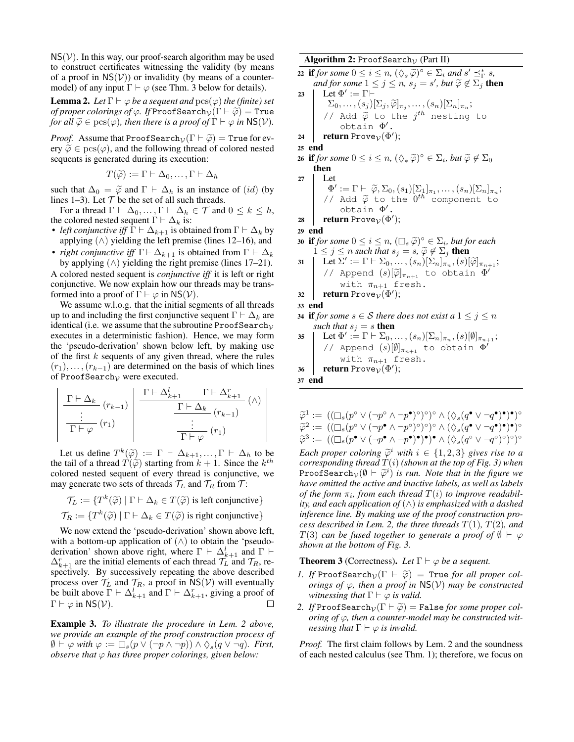$\mathsf{NS}(\mathcal{V})$. In this way, our proof-search algorithm may be used to construct certificates witnessing the validity (by means of a proof in $\mathsf{NS}(\mathcal{V})$) or invalidity (by means of a counter-model) of any input $\Gamma \vdash \varphi$ (see Thm. 3 below for details).

**Lemma 2.** *Let $\Gamma \vdash \varphi$ be a sequent and $\mathrm{pcs}(\varphi)$ the (finite) set of proper colorings of $\varphi$. If $\mathtt{ProofSearch}_{\mathcal{V}}(\Gamma \vdash \widetilde{\varphi}) = \mathtt{True}$ for all $\widetilde{\varphi} \in \mathrm{pcs}(\varphi)$, then there is a proof of $\Gamma \vdash \varphi$ in $\mathsf{NS}(\mathcal{V})$.*

*Proof.* Assume that $\mathtt{ProofSearch}_{\mathcal{V}}(\Gamma \vdash \widetilde{\varphi}) = \mathtt{True}$ for every $\widetilde{\varphi} \in \mathrm{pcs}(\varphi)$, and the following thread of colored nested sequents is generated during its execution:

$$T(\widetilde{\varphi}) := \Gamma \vdash \Delta_0, \ldots, \Gamma \vdash \Delta_h$$

such that $\Delta_0 = \widetilde{\varphi}$ and $\Gamma \vdash \Delta_h$ is an instance of $(id)$ (by lines 1–3). Let $\mathcal{T}$ be the set of all such threads.

For a thread $\Gamma \vdash \Delta_0, \ldots, \Gamma \vdash \Delta_h \in \mathcal{T}$ and $0 \leq k \leq h$, the colored nested sequent $\Gamma \vdash \Delta_k$ is:

- *left conjunctive iff* $\Gamma \vdash \Delta_{k+1}$ is obtained from $\Gamma \vdash \Delta_k$ by applying $(\wedge)$ yielding the left premise (lines 12–16), and
- *right conjunctive iff* $\Gamma \vdash \Delta_{k+1}$ is obtained from $\Gamma \vdash \Delta_k$ by applying $(\wedge)$ yielding the right premise (lines 17–21).

A colored nested sequent is *conjunctive iff* it is left or right conjunctive. We now explain how our threads may be transformed into a proof of $\Gamma \vdash \varphi$ in $\mathsf{NS}(\mathcal{V})$.

We assume w.l.o.g. that the initial segments of all threads up to and including the first conjunctive sequent $\Gamma \vdash \Delta_k$ are identical (i.e. we assume that the subroutine $\mathtt{ProofSearch}_{\mathcal{V}}$ executes in a deterministic fashion). Hence, we may form the 'pseudo-derivation' shown below left, by making use of the first $k$ sequents of any given thread, where the rules $(r_1), \ldots, (r_{k-1})$ are determined on the basis of which lines of $\mathtt{ProofSearch}_{\mathcal{V}}$ were executed.

$$\dfrac{\dfrac{\Gamma \vdash \Delta_k}{\vdots}\,(r_{k-1})}{\Gamma \vdash \varphi}\,(r_1) \qquad\qquad \dfrac{\dfrac{\dfrac{\Gamma \vdash \Delta^l_{k+1} \qquad \Gamma \vdash \Delta^r_{k+1}}{\Gamma \vdash \Delta_k}\,(\wedge)}{\vdots}\,(r_{k-1})}{\Gamma \vdash \varphi}\,(r_1)$$

Let us define $T^k(\widetilde{\varphi}) := \Gamma \vdash \Delta_{k+1}, \ldots, \Gamma \vdash \Delta_h$ to be the tail of a thread $T(\widetilde{\varphi})$ starting from $k+1$. Since the $k^{th}$ colored nested sequent of every thread is conjunctive, we may generate two sets of threads $\mathcal{T}_L$ and $\mathcal{T}_R$ from $\mathcal{T}$:

$$\mathcal{T}_L := \{T^k(\widetilde{\varphi}) \mid \Gamma \vdash \Delta_k \in T(\widetilde{\varphi}) \text{ is left conjunctive}\}$$
$$\mathcal{T}_R := \{T^k(\widetilde{\varphi}) \mid \Gamma \vdash \Delta_k \in T(\widetilde{\varphi}) \text{ is right conjunctive}\}$$

We now extend the 'pseudo-derivation' shown above left, with a bottom-up application of $(\wedge)$ to obtain the 'pseudo-derivation' shown above right, where $\Gamma \vdash \Delta^l_{k+1}$ and $\Gamma \vdash \Delta^r_{k+1}$ are the initial elements of each thread $\mathcal{T}_L$ and $\mathcal{T}_R$, respectively. By successively repeating the above described process over $\mathcal{T}_L$ and $\mathcal{T}_R$, a proof in $\mathsf{NS}(\mathcal{V})$ will eventually be built above $\Gamma \vdash \Delta^l_{k+1}$ and $\Gamma \vdash \Delta^r_{k+1}$, giving a proof of $\Gamma \vdash \varphi$ in $\mathsf{NS}(\mathcal{V})$. □

**Example 3.** *To illustrate the procedure in Lem. 2 above, we provide an example of the proof construction process of $\emptyset \vdash \varphi$ with $\varphi := \Box_s(p \vee (\neg p \wedge \neg p)) \wedge \Diamond_s(q \vee \neg q)$. First, observe that $\varphi$ has three proper colorings, given below:*

**Algorithm 2:** $\mathtt{ProofSearch}_{\mathcal{V}}$ (Part II)

```
22 if for some 0 ≤ i ≤ n, (◇_s φ̃)° ∈ Σ_i and s' ⪯*_Γ s,
   and for some 1 ≤ j ≤ n, s_j = s', but φ̃ ∉ Σ_j then
23 |  Let Φ' := Γ ⊢
   |    Σ_0, ..., (s_j)[Σ_j, φ̃]_{π_j}, ..., (s_n)[Σ_n]_{π_n};
   |    // Add φ̃ to the j^th nesting to
   |       obtain Φ'.
24 |  return Prove_V(Φ');
25 end
26 if for some 0 ≤ i ≤ n, (◇_* φ̃)° ∈ Σ_i, but φ̃ ∉ Σ_0
   then
27 |  Let
   |    Φ' := Γ ⊢ φ̃, Σ_0, (s_1)[Σ_1]_{π_1}, ..., (s_n)[Σ_n]_{π_n};
   |    // Add φ̃ to the 0^th component to
   |       obtain Φ'.
28 |  return Prove_V(Φ');
29 end
30 if for some 0 ≤ i ≤ n, (□_s φ̃)° ∈ Σ_i, but for each
   1 ≤ j ≤ n such that s_j = s, φ̃ ∉ Σ_j then
31 |  Let Σ' := Γ ⊢ Σ_0, ..., (s_n)[Σ_n]_{π_n}, (s)[φ̃]_{π_{n+1}};
   |    // Append (s)[φ̃]_{π_{n+1}} to obtain Φ'
   |       with π_{n+1} fresh.
32 |  return Prove_V(Φ');
33 end
34 if for some s ∈ S there does not exist a 1 ≤ j ≤ n
   such that s_j = s then
35 |  Let Φ' := Γ ⊢ Σ_0, ..., (s_n)[Σ_n]_{π_n}, (s)[∅]_{π_{n+1}};
   |    // Append (s)[∅]_{π_{n+1}} to obtain Φ'
   |       with π_{n+1} fresh.
36 |  return Prove_V(Φ');
37 end
```

$$\widetilde{\varphi}^1 := ((\Box_s(p^\circ \vee (\neg p^\bullet \wedge \neg p^\bullet)^\circ)^\circ)^\circ \wedge (\Diamond_s(q^\bullet \vee \neg q^\bullet)^\bullet)^\bullet)^\circ$$
$$\widetilde{\varphi}^2 := ((\Box_s(p^\circ \vee (\neg p^\bullet \wedge \neg p^\circ)^\circ)^\circ)^\circ \wedge (\Diamond_s(q^\bullet \vee \neg q^\bullet)^\bullet)^\bullet)^\circ$$
$$\widetilde{\varphi}^3 := ((\Box_s(p^\bullet \vee (\neg p^\bullet \wedge \neg p^\bullet)^\bullet)^\bullet)^\bullet \wedge (\Diamond_s(q^\circ \vee \neg q^\circ)^\circ)^\circ)^\circ$$

*Each proper coloring $\widetilde{\varphi}^i$ with $i \in \{1, 2, 3\}$ gives rise to a corresponding thread $T(i)$ (shown at the top of Fig. 3) when $\mathtt{ProofSearch}_{\mathcal{V}}(\emptyset \vdash \widetilde{\varphi}^i)$ is run. Note that in the figure we have omitted the active and inactive labels, as well as labels of the form $\pi_i$, from each thread $T(i)$ to improve readability, and each application of $(\wedge)$ is emphasized with a dashed inference line. By making use of the proof construction process described in Lem. 2, the three threads $T(1)$, $T(2)$, and $T(3)$ can be fused together to generate a proof of $\emptyset \vdash \varphi$ shown at the bottom of Fig. 3.*

**Theorem 3** (Correctness). *Let $\Gamma \vdash \varphi$ be a sequent.*

1. *If $\mathtt{ProofSearch}_{\mathcal{V}}(\Gamma \vdash \widetilde{\varphi}) = \mathtt{True}$ for all proper colorings of $\varphi$, then a proof in $\mathsf{NS}(\mathcal{V})$ may be constructed witnessing that $\Gamma \vdash \varphi$ is valid.*
2. *If $\mathtt{ProofSearch}_{\mathcal{V}}(\Gamma \vdash \widetilde{\varphi}) = \mathtt{False}$ for some proper coloring of $\varphi$, then a counter-model may be constructed witnessing that $\Gamma \vdash \varphi$ is invalid.*

*Proof.* The first claim follows by Lem. 2 and the soundness of each nested calculus (see Thm. 1); therefore, we focus on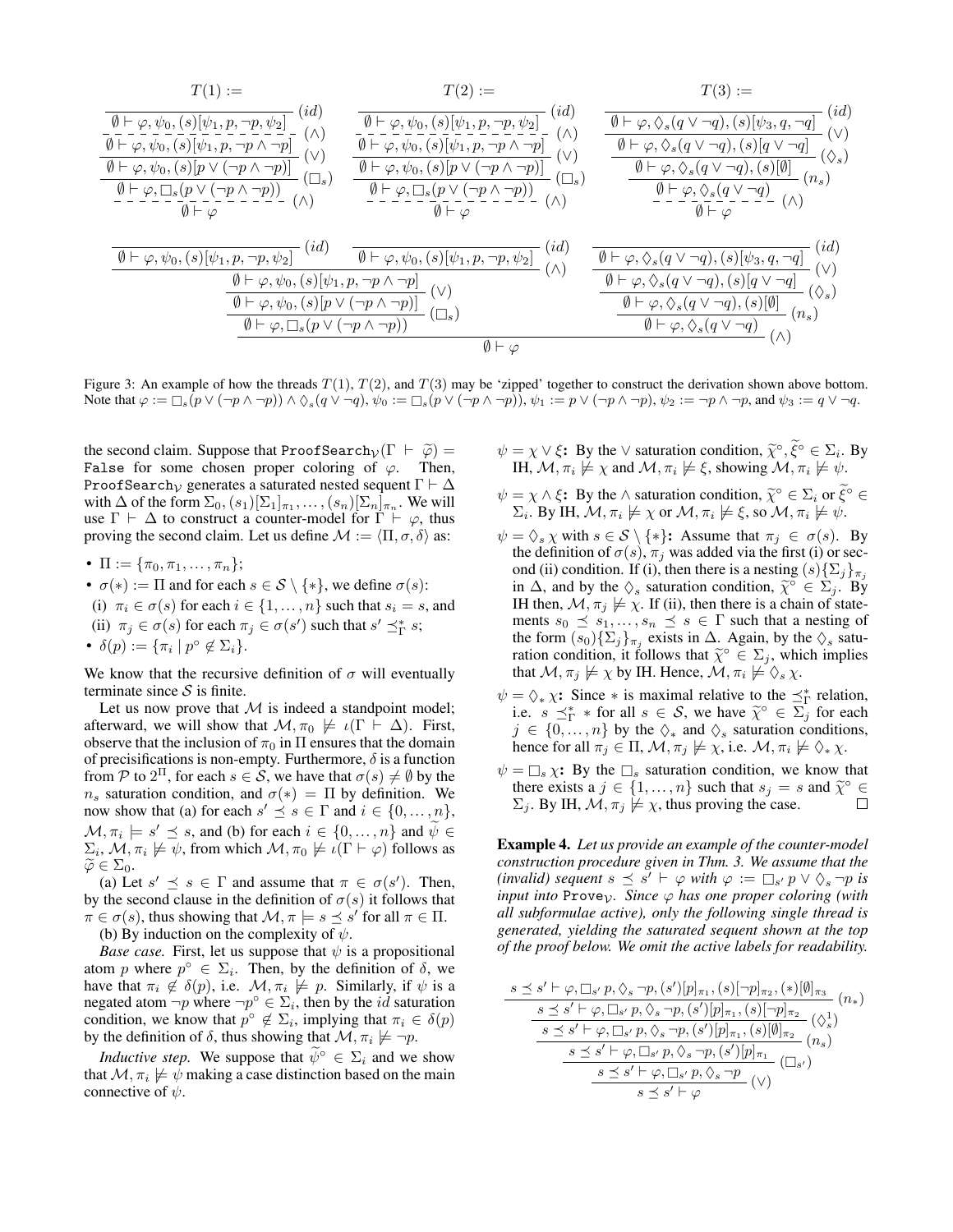$T(1) :=$

$$\dfrac{\dfrac{\dfrac{\dfrac{}{\emptyset \vdash \varphi, \psi_0, (s)[\psi_1, p, \neg p, \psi_2]}\ (id)}{\emptyset \vdash \varphi, \psi_0, (s)[\psi_1, p, \neg p \wedge \neg p]}\ (\wedge)}{\emptyset \vdash \varphi, \psi_0, (s)[p \vee (\neg p \wedge \neg p)]}\ (\vee)}{\dfrac{\emptyset \vdash \varphi, \Box_s(p \vee (\neg p \wedge \neg p))}{\emptyset \vdash \varphi}\ (\wedge)}\ (\Box_s)$$

$T(2) :=$

$$\dfrac{\dfrac{\dfrac{\dfrac{}{\emptyset \vdash \varphi, \psi_0, (s)[\psi_1, p, \neg p, \psi_2]}\ (id)}{\emptyset \vdash \varphi, \psi_0, (s)[\psi_1, p, \neg p \wedge \neg p]}\ (\wedge)}{\emptyset \vdash \varphi, \psi_0, (s)[p \vee (\neg p \wedge \neg p)]}\ (\vee)}{\dfrac{\emptyset \vdash \varphi, \Box_s(p \vee (\neg p \wedge \neg p))}{\emptyset \vdash \varphi}\ (\wedge)}\ (\Box_s)$$

$T(3) :=$

$$\dfrac{\dfrac{\dfrac{\dfrac{}{\emptyset \vdash \varphi, \Diamond_s(q \vee \neg q), (s)[\psi_3, q, \neg q]}\ (id)}{\emptyset \vdash \varphi, \Diamond_s(q \vee \neg q), (s)[q \vee \neg q]}\ (\vee)}{\emptyset \vdash \varphi, \Diamond_s(q \vee \neg q), (s)[\emptyset]}\ (\Diamond_s)}{\dfrac{\emptyset \vdash \varphi, \Diamond_s(q \vee \neg q)}{\emptyset \vdash \varphi}\ (\wedge)}\ (n_s)$$

$$\dfrac{\dfrac{\dfrac{\dfrac{\dfrac{}{\emptyset \vdash \varphi, \psi_0, (s)[\psi_1, p, \neg p, \psi_2]}\ (id) \quad \dfrac{}{\emptyset \vdash \varphi, \psi_0, (s)[\psi_1, p, \neg p, \psi_2]}\ (id)}{\emptyset \vdash \varphi, \psi_0, (s)[\psi_1, p, \neg p \wedge \neg p]}\ (\wedge)}{\emptyset \vdash \varphi, \psi_0, (s)[p \vee (\neg p \wedge \neg p)]}\ (\vee)}{\emptyset \vdash \varphi, \Box_s(p \vee (\neg p \wedge \neg p))}\ (\Box_s) \quad \dfrac{\dfrac{\dfrac{\dfrac{}{\emptyset \vdash \varphi, \Diamond_s(q \vee \neg q), (s)[\psi_3, q, \neg q]}\ (id)}{\emptyset \vdash \varphi, \Diamond_s(q \vee \neg q), (s)[q \vee \neg q]}\ (\vee)}{\emptyset \vdash \varphi, \Diamond_s(q \vee \neg q), (s)[\emptyset]}\ (\Diamond_s)}{\emptyset \vdash \varphi, \Diamond_s(q \vee \neg q)}\ (n_s)}{\emptyset \vdash \varphi}\ (\wedge)$$

Figure 3: An example of how the threads $T(1)$, $T(2)$, and $T(3)$ may be 'zipped' together to construct the derivation shown above bottom. Note that $\varphi := \Box_s(p \vee (\neg p \wedge \neg p)) \wedge \Diamond_s(q \vee \neg q)$, $\psi_0 := \Box_s(p \vee (\neg p \wedge \neg p))$, $\psi_1 := p \vee (\neg p \wedge \neg p)$, $\psi_2 := \neg p \wedge \neg p$, and $\psi_3 := q \vee \neg q$.

the second claim. Suppose that $\texttt{ProofSearch}_{\mathcal{V}}(\Gamma \vdash \widetilde{\varphi}) = \texttt{False}$ for some chosen proper coloring of $\varphi$. Then, $\texttt{ProofSearch}_{\mathcal{V}}$ generates a saturated nested sequent $\Gamma \vdash \Delta$ with $\Delta$ of the form $\Sigma_0, (s_1)[\Sigma_1]_{\pi_1}, \ldots, (s_n)[\Sigma_n]_{\pi_n}$. We will use $\Gamma \vdash \Delta$ to construct a counter-model for $\Gamma \vdash \varphi$, thus proving the second claim. Let us define $\mathcal{M} := \langle \Pi, \sigma, \delta \rangle$ as:

- $\Pi := \{\pi_0, \pi_1, \ldots, \pi_n\}$;
- $\sigma(*) := \Pi$ and for each $s \in \mathcal{S} \setminus \{*\}$, we define $\sigma(s)$:
  (i) $\pi_i \in \sigma(s)$ for each $i \in \{1, \ldots, n\}$ such that $s_i = s$, and
  (ii) $\pi_j \in \sigma(s)$ for each $\pi_j \in \sigma(s')$ such that $s' \preceq^*_\Gamma s$;
- $\delta(p) := \{\pi_i \mid p^\circ \notin \Sigma_i\}$.

We know that the recursive definition of $\sigma$ will eventually terminate since $\mathcal{S}$ is finite.

Let us now prove that $\mathcal{M}$ is indeed a standpoint model; afterward, we will show that $\mathcal{M}, \pi_0 \not\models \iota(\Gamma \vdash \Delta)$. First, observe that the inclusion of $\pi_0$ in $\Pi$ ensures that the domain of precisifications is non-empty. Furthermore, $\delta$ is a function from $\mathcal{P}$ to $2^\Pi$, for each $s \in \mathcal{S}$, we have that $\sigma(s) \neq \emptyset$ by the $n_s$ saturation condition, and $\sigma(*) = \Pi$ by definition. We now show that (a) for each $s' \preceq s \in \Gamma$ and $i \in \{0, \ldots, n\}$, $\mathcal{M}, \pi_i \models s' \preceq s$, and (b) for each $i \in \{0, \ldots, n\}$ and $\widetilde{\psi} \in \Sigma_i$, $\mathcal{M}, \pi_i \not\models \psi$, from which $\mathcal{M}, \pi_0 \not\models \iota(\Gamma \vdash \varphi)$ follows as $\widetilde{\varphi} \in \Sigma_0$.

(a) Let $s' \preceq s \in \Gamma$ and assume that $\pi \in \sigma(s')$. Then, by the second clause in the definition of $\sigma(s)$ it follows that $\pi \in \sigma(s)$, thus showing that $\mathcal{M}, \pi \models s \preceq s'$ for all $\pi \in \Pi$.

(b) By induction on the complexity of $\psi$.

*Base case.* First, let us suppose that $\psi$ is a propositional atom $p$ where $p^\circ \in \Sigma_i$. Then, by the definition of $\delta$, we have that $\pi_i \notin \delta(p)$, i.e. $\mathcal{M}, \pi_i \not\models p$. Similarly, if $\psi$ is a negated atom $\neg p$ where $\neg p^\circ \in \Sigma_i$, then by the $id$ saturation condition, we know that $p^\circ \notin \Sigma_i$, implying that $\pi_i \in \delta(p)$ by the definition of $\delta$, thus showing that $\mathcal{M}, \pi_i \not\models \neg p$.

*Inductive step.* We suppose that $\widetilde{\psi}^\circ \in \Sigma_i$ and we show that $\mathcal{M}, \pi_i \not\models \psi$ making a case distinction based on the main connective of $\psi$.

$\psi = \chi \vee \xi$**:** By the $\vee$ saturation condition, $\widetilde{\chi}^\circ, \widetilde{\xi}^\circ \in \Sigma_i$. By IH, $\mathcal{M}, \pi_i \not\models \chi$ and $\mathcal{M}, \pi_i \not\models \xi$, showing $\mathcal{M}, \pi_i \not\models \psi$.

$\psi = \chi \wedge \xi$**:** By the $\wedge$ saturation condition, $\widetilde{\chi}^\circ \in \Sigma_i$ or $\widetilde{\xi}^\circ \in \Sigma_i$. By IH, $\mathcal{M}, \pi_i \not\models \chi$ or $\mathcal{M}, \pi_i \not\models \xi$, so $\mathcal{M}, \pi_i \not\models \psi$.

$\psi = \Diamond_s \chi$ with $s \in \mathcal{S} \setminus \{*\}$**:** Assume that $\pi_j \in \sigma(s)$. By the definition of $\sigma(s)$, $\pi_j$ was added via the first (i) or second (ii) condition. If (i), then there is a nesting $(s)\{\Sigma_j\}_{\pi_j}$ in $\Delta$, and by the $\Diamond_s$ saturation condition, $\widetilde{\chi}^\circ \in \Sigma_j$. By IH then, $\mathcal{M}, \pi_j \not\models \chi$. If (ii), then there is a chain of statements $s_0 \preceq s_1, \ldots, s_n \preceq s \in \Gamma$ such that a nesting of the form $(s_0)\{\Sigma_j\}_{\pi_j}$ exists in $\Delta$. Again, by the $\Diamond_s$ saturation condition, it follows that $\widetilde{\chi}^\circ \in \Sigma_j$, which implies that $\mathcal{M}, \pi_j \not\models \chi$ by IH. Hence, $\mathcal{M}, \pi_i \not\models \Diamond_s \chi$.

$\psi = \Diamond_* \chi$**:** Since $*$ is maximal relative to the $\preceq^*_\Gamma$ relation, i.e. $s \preceq^*_\Gamma *$ for all $s \in \mathcal{S}$, we have $\widetilde{\chi}^\circ \in \Sigma_j$ for each $j \in \{0, \ldots, n\}$ by the $\Diamond_*$ and $\Diamond_s$ saturation conditions, hence for all $\pi_j \in \Pi$, $\mathcal{M}, \pi_j \not\models \chi$, i.e. $\mathcal{M}, \pi_i \not\models \Diamond_* \chi$.

$\psi = \Box_s \chi$**:** By the $\Box_s$ saturation condition, we know that there exists a $j \in \{1, \ldots, n\}$ such that $s_j = s$ and $\widetilde{\chi}^\circ \in \Sigma_j$. By IH, $\mathcal{M}, \pi_j \not\models \chi$, thus proving the case. $\square$

**Example 4.** *Let us provide an example of the counter-model construction procedure given in Thm. 3. We assume that the (invalid) sequent $s \preceq s' \vdash \varphi$ with $\varphi := \Box_{s'} p \vee \Diamond_s \neg p$ is input into $\texttt{Prove}_{\mathcal{V}}$. Since $\varphi$ has one proper coloring (with all subformulae active), only the following single thread is generated, yielding the saturated sequent shown at the top of the proof below. We omit the active labels for readability.*

$$\dfrac{\dfrac{\dfrac{\dfrac{\dfrac{s \preceq s' \vdash \varphi, \Box_{s'} p, \Diamond_s \neg p, (s')[p]_{\pi_1}, (s)[\neg p]_{\pi_2}, (*)[\emptyset]_{\pi_3}}{s \preceq s' \vdash \varphi, \Box_{s'} p, \Diamond_s \neg p, (s')[p]_{\pi_1}, (s)[\neg p]_{\pi_2}}\ (n_*)}{s \preceq s' \vdash \varphi, \Box_{s'} p, \Diamond_s \neg p, (s')[p]_{\pi_1}, (s)[\emptyset]_{\pi_2}}\ (\Diamond^1_s)}{s \preceq s' \vdash \varphi, \Box_{s'} p, \Diamond_s \neg p, (s')[p]_{\pi_1}}\ (n_s)}{s \preceq s' \vdash \varphi, \Box_{s'} p, \Diamond_s \neg p}\ (\Box_{s'})}{s \preceq s' \vdash \varphi}\ (\vee)$$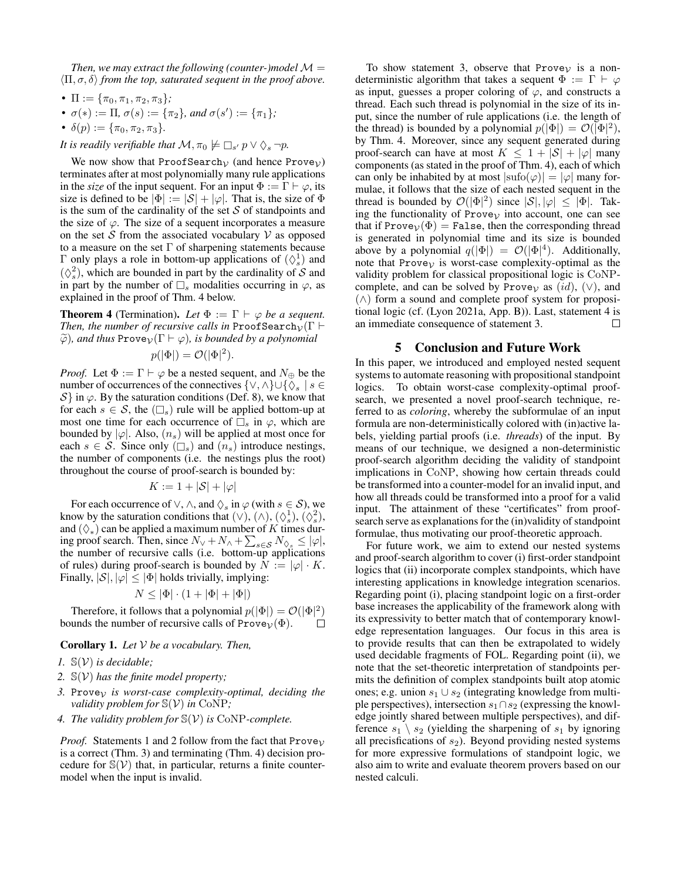*Then, we may extract the following (counter-)model $\mathcal{M} = \langle \Pi, \sigma, \delta \rangle$ from the top, saturated sequent in the proof above.*

- $\Pi := \{\pi_0, \pi_1, \pi_2, \pi_3\}$;
- $\sigma(*) := \Pi$, $\sigma(s) := \{\pi_2\}$, *and* $\sigma(s') := \{\pi_1\}$;
- $\delta(p) := \{\pi_0, \pi_2, \pi_3\}$.

*It is readily verifiable that* $\mathcal{M}, \pi_0 \not\models \Box_{s'} p \vee \Diamond_s \neg p$.

We now show that $\texttt{ProofSearch}_{\mathcal{V}}$ (and hence $\texttt{Prove}_{\mathcal{V}}$) terminates after at most polynomially many rule applications in the *size* of the input sequent. For an input $\Phi := \Gamma \vdash \varphi$, its size is defined to be $|\Phi| := |\mathcal{S}| + |\varphi|$. That is, the size of $\Phi$ is the sum of the cardinality of the set $\mathcal{S}$ of standpoints and the size of $\varphi$. The size of a sequent incorporates a measure on the set $\mathcal{S}$ from the associated vocabulary $\mathcal{V}$ as opposed to a measure on the set $\Gamma$ of sharpening statements because $\Gamma$ only plays a role in bottom-up applications of $(\Diamond_s^1)$ and $(\Diamond_s^2)$, which are bounded in part by the cardinality of $\mathcal{S}$ and in part by the number of $\Box_s$ modalities occurring in $\varphi$, as explained in the proof of Thm. 4 below.

**Theorem 4** (Termination). *Let $\Phi := \Gamma \vdash \varphi$ be a sequent. Then, the number of recursive calls in* $\texttt{ProofSearch}_{\mathcal{V}}(\Gamma \vdash \widetilde{\varphi})$*, and thus* $\texttt{Prove}_{\mathcal{V}}(\Gamma \vdash \varphi)$*, is bounded by a polynomial*

$$p(|\Phi|) = \mathcal{O}(|\Phi|^2).$$

*Proof.* Let $\Phi := \Gamma \vdash \varphi$ be a nested sequent, and $N_{\oplus}$ be the number of occurrences of the connectives $\{\vee, \wedge\} \cup \{\Diamond_s \mid s \in \mathcal{S}\}$ in $\varphi$. By the saturation conditions (Def. 8), we know that for each $s \in \mathcal{S}$, the $(\Box_s)$ rule will be applied bottom-up at most one time for each occurrence of $\Box_s$ in $\varphi$, which are bounded by $|\varphi|$. Also, $(n_s)$ will be applied at most once for each $s \in \mathcal{S}$. Since only $(\Box_s)$ and $(n_s)$ introduce nestings, the number of components (i.e. the nestings plus the root) throughout the course of proof-search is bounded by:

$$K := 1 + |\mathcal{S}| + |\varphi|$$

For each occurrence of $\vee$, $\wedge$, and $\Diamond_s$ in $\varphi$ (with $s \in \mathcal{S}$), we know by the saturation conditions that $(\vee)$, $(\wedge)$, $(\Diamond_s^1)$, $(\Diamond_s^2)$, and $(\Diamond_*)$ can be applied a maximum number of $K$ times during proof search. Then, since $N_\vee + N_\wedge + \sum_{s \in \mathcal{S}} N_{\Diamond_s} \leq |\varphi|$, the number of recursive calls (i.e. bottom-up applications of rules) during proof-search is bounded by $N := |\varphi| \cdot K$. Finally, $|\mathcal{S}|, |\varphi| \leq |\Phi|$ holds trivially, implying:

$$N \leq |\Phi| \cdot (1 + |\Phi| + |\Phi|)$$

Therefore, it follows that a polynomial $p(|\Phi|) = \mathcal{O}(|\Phi|^2)$ bounds the number of recursive calls of $\texttt{Prove}_{\mathcal{V}}(\Phi)$. $\square$

**Corollary 1.** *Let $\mathcal{V}$ be a vocabulary. Then,*

1. *$\mathbb{S}(\mathcal{V})$ is decidable;*
2. *$\mathbb{S}(\mathcal{V})$ has the finite model property;*
3. *$\texttt{Prove}_{\mathcal{V}}$ is worst-case complexity-optimal, deciding the validity problem for $\mathbb{S}(\mathcal{V})$ in* CoNP*;*
4. *The validity problem for $\mathbb{S}(\mathcal{V})$ is* CoNP*-complete.*

*Proof.* Statements 1 and 2 follow from the fact that $\texttt{Prove}_{\mathcal{V}}$ is a correct (Thm. 3) and terminating (Thm. 4) decision procedure for $\mathbb{S}(\mathcal{V})$ that, in particular, returns a finite counter-model when the input is invalid.

To show statement 3, observe that $\texttt{Prove}_{\mathcal{V}}$ is a non-deterministic algorithm that takes a sequent $\Phi := \Gamma \vdash \varphi$ as input, guesses a proper coloring of $\varphi$, and constructs a thread. Each such thread is polynomial in the size of its input, since the number of rule applications (i.e. the length of the thread) is bounded by a polynomial $p(|\Phi|) = \mathcal{O}(|\Phi|^2)$, by Thm. 4. Moreover, since any sequent generated during proof-search can have at most $K \leq 1 + |\mathcal{S}| + |\varphi|$ many components (as stated in the proof of Thm. 4), each of which can only be inhabited by at most $|\text{sufo}(\varphi)| = |\varphi|$ many formulae, it follows that the size of each nested sequent in the thread is bounded by $\mathcal{O}(|\Phi|^2)$ since $|\mathcal{S}|, |\varphi| \leq |\Phi|$. Taking the functionality of $\texttt{Prove}_{\mathcal{V}}$ into account, one can see that if $\texttt{Prove}_{\mathcal{V}}(\Phi) = \texttt{False}$, then the corresponding thread is generated in polynomial time and its size is bounded above by a polynomial $q(|\Phi|) = \mathcal{O}(|\Phi|^4)$. Additionally, note that $\texttt{Prove}_{\mathcal{V}}$ is worst-case complexity-optimal as the validity problem for classical propositional logic is CoNP-complete, and can be solved by $\texttt{Prove}_{\mathcal{V}}$ as $(id)$, $(\vee)$, and $(\wedge)$ form a sound and complete proof system for propositional logic (cf. (Lyon 2021a, App. B)). Last, statement 4 is an immediate consequence of statement 3. $\square$

## 5 Conclusion and Future Work

In this paper, we introduced and employed nested sequent systems to automate reasoning with propositional standpoint logics. To obtain worst-case complexity-optimal proof-search, we presented a novel proof-search technique, referred to as *coloring*, whereby the subformulae of an input formula are non-deterministically colored with (in)active labels, yielding partial proofs (i.e. *threads*) of the input. By means of our technique, we designed a non-deterministic proof-search algorithm deciding the validity of standpoint implications in CoNP, showing how certain threads could be transformed into a counter-model for an invalid input, and how all threads could be transformed into a proof for a valid input. The attainment of these "certificates" from proof-search serve as explanations for the (in)validity of standpoint formulae, thus motivating our proof-theoretic approach.

For future work, we aim to extend our nested systems and proof-search algorithm to cover (i) first-order standpoint logics that (ii) incorporate complex standpoints, which have interesting applications in knowledge integration scenarios. Regarding point (i), placing standpoint logic on a first-order base increases the applicability of the framework along with its expressivity to better match that of contemporary knowledge representation languages. Our focus in this area is to provide results that can then be extrapolated to widely used decidable fragments of FOL. Regarding point (ii), we note that the set-theoretic interpretation of standpoints permits the definition of complex standpoints built atop atomic ones; e.g. union $s_1 \cup s_2$ (integrating knowledge from multiple perspectives), intersection $s_1 \cap s_2$ (expressing the knowledge jointly shared between multiple perspectives), and difference $s_1 \setminus s_2$ (yielding the sharpening of $s_1$ by ignoring all precisifications of $s_2$). Beyond providing nested systems for more expressive formulations of standpoint logic, we also aim to write and evaluate theorem provers based on our nested calculi.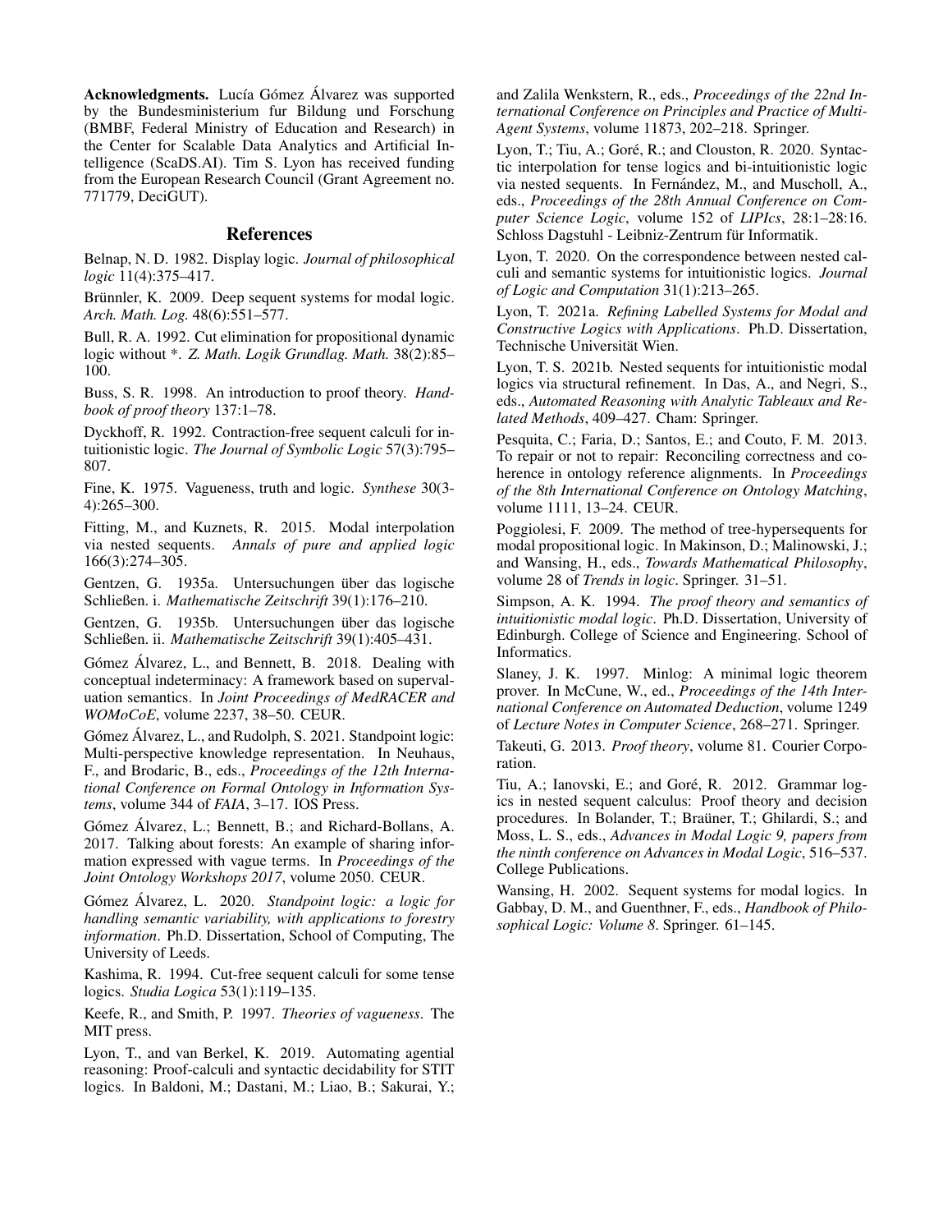**Acknowledgments.** Lucía Gómez Álvarez was supported by the Bundesministerium fur Bildung und Forschung (BMBF, Federal Ministry of Education and Research) in the Center for Scalable Data Analytics and Artificial Intelligence (ScaDS.AI). Tim S. Lyon has received funding from the European Research Council (Grant Agreement no. 771779, DeciGUT).

## References

Belnap, N. D. 1982. Display logic. *Journal of philosophical logic* 11(4):375–417.

Brünnler, K. 2009. Deep sequent systems for modal logic. *Arch. Math. Log.* 48(6):551–577.

Bull, R. A. 1992. Cut elimination for propositional dynamic logic without *. *Z. Math. Logik Grundlag. Math.* 38(2):85–100.

Buss, S. R. 1998. An introduction to proof theory. *Handbook of proof theory* 137:1–78.

Dyckhoff, R. 1992. Contraction-free sequent calculi for intuitionistic logic. *The Journal of Symbolic Logic* 57(3):795–807.

Fine, K. 1975. Vagueness, truth and logic. *Synthese* 30(3-4):265–300.

Fitting, M., and Kuznets, R. 2015. Modal interpolation via nested sequents. *Annals of pure and applied logic* 166(3):274–305.

Gentzen, G. 1935a. Untersuchungen über das logische Schließen. i. *Mathematische Zeitschrift* 39(1):176–210.

Gentzen, G. 1935b. Untersuchungen über das logische Schließen. ii. *Mathematische Zeitschrift* 39(1):405–431.

Gómez Álvarez, L., and Bennett, B. 2018. Dealing with conceptual indeterminacy: A framework based on supervaluation semantics. In *Joint Proceedings of MedRACER and WOMoCoE*, volume 2237, 38–50. CEUR.

Gómez Álvarez, L., and Rudolph, S. 2021. Standpoint logic: Multi-perspective knowledge representation. In Neuhaus, F., and Brodaric, B., eds., *Proceedings of the 12th International Conference on Formal Ontology in Information Systems*, volume 344 of *FAIA*, 3–17. IOS Press.

Gómez Álvarez, L.; Bennett, B.; and Richard-Bollans, A. 2017. Talking about forests: An example of sharing information expressed with vague terms. In *Proceedings of the Joint Ontology Workshops 2017*, volume 2050. CEUR.

Gómez Álvarez, L. 2020. *Standpoint logic: a logic for handling semantic variability, with applications to forestry information*. Ph.D. Dissertation, School of Computing, The University of Leeds.

Kashima, R. 1994. Cut-free sequent calculi for some tense logics. *Studia Logica* 53(1):119–135.

Keefe, R., and Smith, P. 1997. *Theories of vagueness*. The MIT press.

Lyon, T., and van Berkel, K. 2019. Automating agential reasoning: Proof-calculi and syntactic decidability for STIT logics. In Baldoni, M.; Dastani, M.; Liao, B.; Sakurai, Y.; and Zalila Wenkstern, R., eds., *Proceedings of the 22nd International Conference on Principles and Practice of Multi-Agent Systems*, volume 11873, 202–218. Springer.

Lyon, T.; Tiu, A.; Goré, R.; and Clouston, R. 2020. Syntactic interpolation for tense logics and bi-intuitionistic logic via nested sequents. In Fernández, M., and Muscholl, A., eds., *Proceedings of the 28th Annual Conference on Computer Science Logic*, volume 152 of *LIPIcs*, 28:1–28:16. Schloss Dagstuhl - Leibniz-Zentrum für Informatik.

Lyon, T. 2020. On the correspondence between nested calculi and semantic systems for intuitionistic logics. *Journal of Logic and Computation* 31(1):213–265.

Lyon, T. 2021a. *Refining Labelled Systems for Modal and Constructive Logics with Applications*. Ph.D. Dissertation, Technische Universität Wien.

Lyon, T. S. 2021b. Nested sequents for intuitionistic modal logics via structural refinement. In Das, A., and Negri, S., eds., *Automated Reasoning with Analytic Tableaux and Related Methods*, 409–427. Cham: Springer.

Pesquita, C.; Faria, D.; Santos, E.; and Couto, F. M. 2013. To repair or not to repair: Reconciling correctness and coherence in ontology reference alignments. In *Proceedings of the 8th International Conference on Ontology Matching*, volume 1111, 13–24. CEUR.

Poggiolesi, F. 2009. The method of tree-hypersequents for modal propositional logic. In Makinson, D.; Malinowski, J.; and Wansing, H., eds., *Towards Mathematical Philosophy*, volume 28 of *Trends in logic*. Springer. 31–51.

Simpson, A. K. 1994. *The proof theory and semantics of intuitionistic modal logic*. Ph.D. Dissertation, University of Edinburgh. College of Science and Engineering. School of Informatics.

Slaney, J. K. 1997. Minlog: A minimal logic theorem prover. In McCune, W., ed., *Proceedings of the 14th International Conference on Automated Deduction*, volume 1249 of *Lecture Notes in Computer Science*, 268–271. Springer.

Takeuti, G. 2013. *Proof theory*, volume 81. Courier Corporation.

Tiu, A.; Ianovski, E.; and Goré, R. 2012. Grammar logics in nested sequent calculus: Proof theory and decision procedures. In Bolander, T.; Braüner, T.; Ghilardi, S.; and Moss, L. S., eds., *Advances in Modal Logic 9, papers from the ninth conference on Advances in Modal Logic*, 516–537. College Publications.

Wansing, H. 2002. Sequent systems for modal logics. In Gabbay, D. M., and Guenthner, F., eds., *Handbook of Philosophical Logic: Volume 8*. Springer. 61–145.